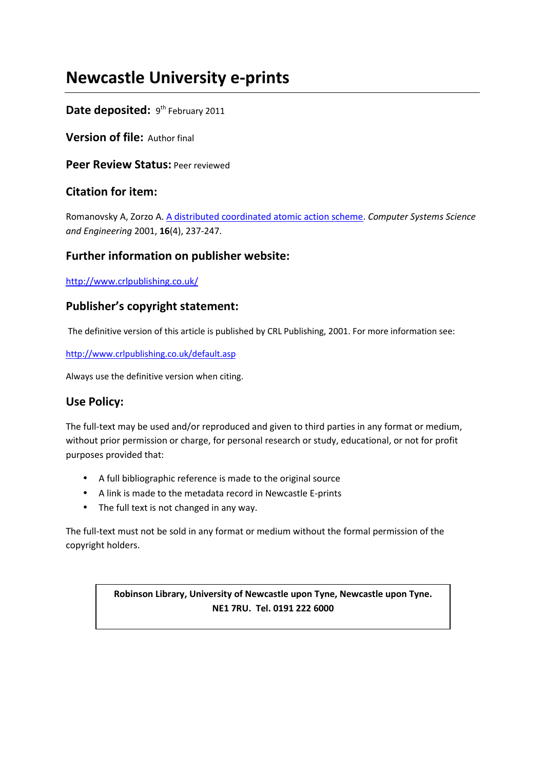# Newcastle University e-prints

**Date deposited:** 9th February 2011

**Version of file:** Author final

**Peer Review Status:** Peer reviewed

## Citation for item:

Romanovsky A, Zorzo A. [A distributed coordinated atomic action scheme](). *Computer Systems Science and Engineering* 2001, **16**(4), 237-247.

## Further information on publisher website:

http://www.crlpublishing.co.uk/

## Publisher's copyright statement:

The definitive version of this article is published by CRL Publishing, 2001. For more information see:

http://www.crlpublishing.co.uk/default.asp

Always use the definitive version when citing.

## Use Policy:

The full-text may be used and/or reproduced and given to third parties in any format or medium, without prior permission or charge, for personal research or study, educational, or not for profit purposes provided that:

- A full bibliographic reference is made to the original source
- A link is made to the metadata record in Newcastle E-prints
- The full text is not changed in any way.

The full-text must not be sold in any format or medium without the formal permission of the copyright holders.

**Robinson Library, University of Newcastle upon Tyne, Newcastle upon Tyne. NE1 7RU. Tel. 0191 222 6000**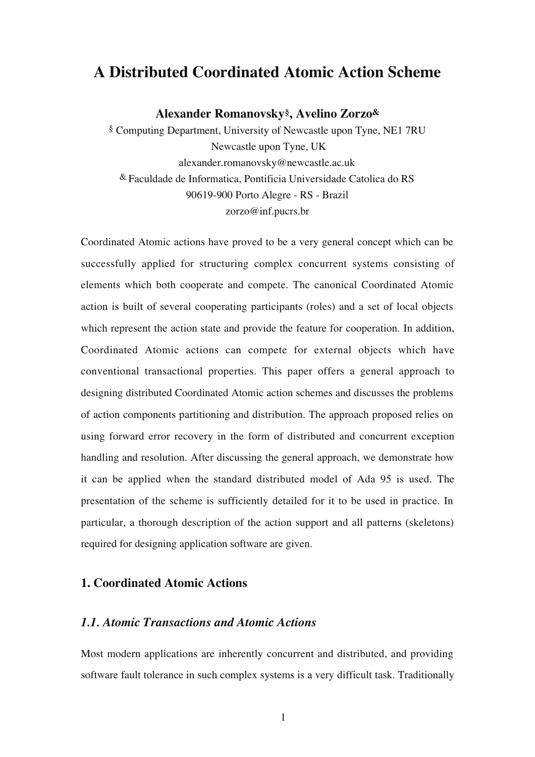# A Distributed Coordinated Atomic Action Scheme

**Alexander Romanovsky[§], Avelino Zorzo[&]**

[§] Computing Department, University of Newcastle upon Tyne, NE1 7RU
Newcastle upon Tyne, UK
alexander.romanovsky@newcastle.ac.uk

[&] Faculdade de Informatica, Pontificia Universidade Catolica do RS
90619-900 Porto Alegre - RS - Brazil
zorzo@inf.pucrs.br

Coordinated Atomic actions have proved to be a very general concept which can be successfully applied for structuring complex concurrent systems consisting of elements which both cooperate and compete. The canonical Coordinated Atomic action is built of several cooperating participants (roles) and a set of local objects which represent the action state and provide the feature for cooperation. In addition, Coordinated Atomic actions can compete for external objects which have conventional transactional properties. This paper offers a general approach to designing distributed Coordinated Atomic action schemes and discusses the problems of action components partitioning and distribution. The approach proposed relies on using forward error recovery in the form of distributed and concurrent exception handling and resolution. After discussing the general approach, we demonstrate how it can be applied when the standard distributed model of Ada 95 is used. The presentation of the scheme is sufficiently detailed for it to be used in practice. In particular, a thorough description of the action support and all patterns (skeletons) required for designing application software are given.

## 1. Coordinated Atomic Actions

### *1.1. Atomic Transactions and Atomic Actions*

Most modern applications are inherently concurrent and distributed, and providing software fault tolerance in such complex systems is a very difficult task. Traditionally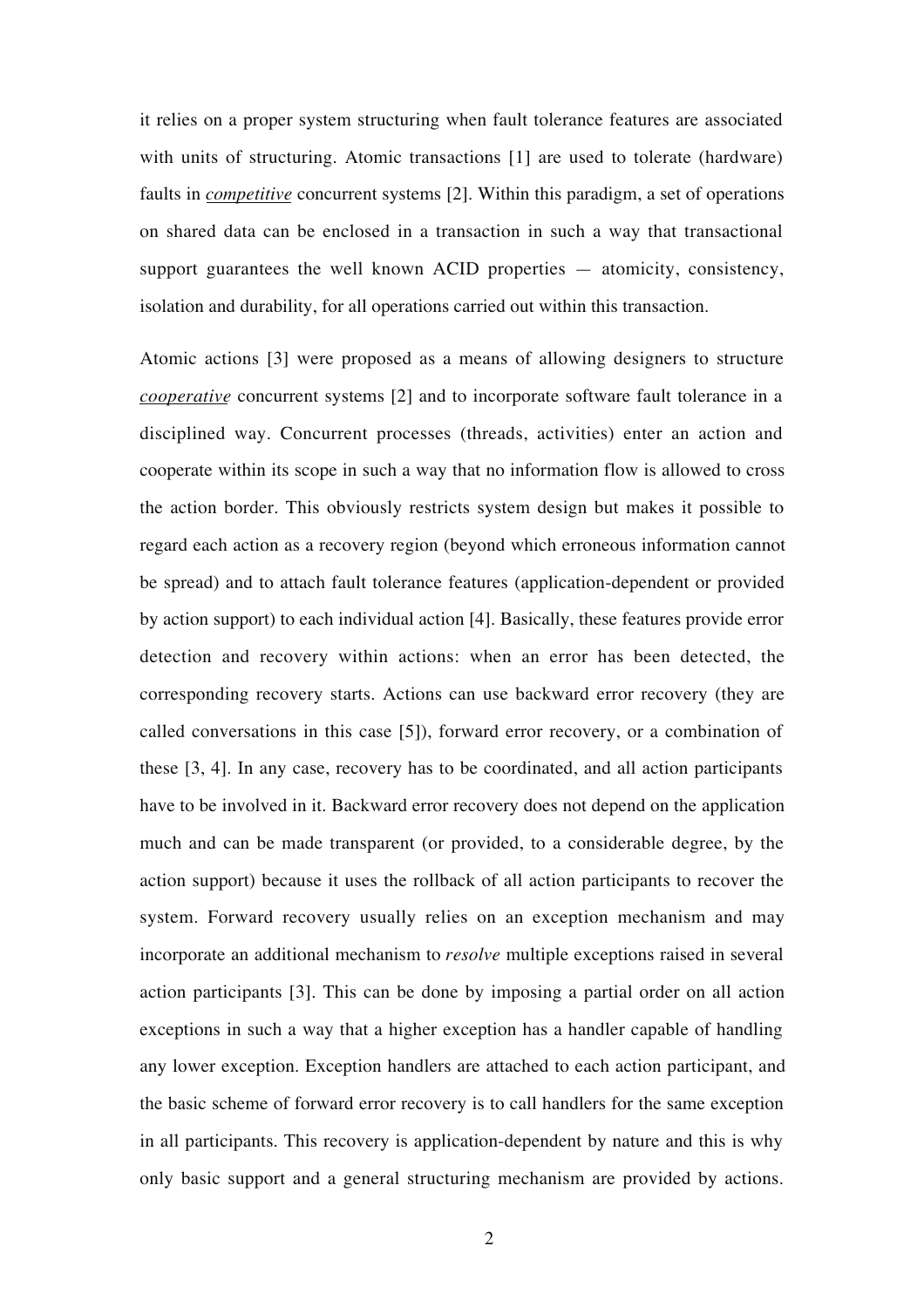it relies on a proper system structuring when fault tolerance features are associated with units of structuring. Atomic transactions [1] are used to tolerate (hardware) faults in *competitive* concurrent systems [2]. Within this paradigm, a set of operations on shared data can be enclosed in a transaction in such a way that transactional support guarantees the well known ACID properties — atomicity, consistency, isolation and durability, for all operations carried out within this transaction.

Atomic actions [3] were proposed as a means of allowing designers to structure *cooperative* concurrent systems [2] and to incorporate software fault tolerance in a disciplined way. Concurrent processes (threads, activities) enter an action and cooperate within its scope in such a way that no information flow is allowed to cross the action border. This obviously restricts system design but makes it possible to regard each action as a recovery region (beyond which erroneous information cannot be spread) and to attach fault tolerance features (application-dependent or provided by action support) to each individual action [4]. Basically, these features provide error detection and recovery within actions: when an error has been detected, the corresponding recovery starts. Actions can use backward error recovery (they are called conversations in this case [5]), forward error recovery, or a combination of these [3, 4]. In any case, recovery has to be coordinated, and all action participants have to be involved in it. Backward error recovery does not depend on the application much and can be made transparent (or provided, to a considerable degree, by the action support) because it uses the rollback of all action participants to recover the system. Forward recovery usually relies on an exception mechanism and may incorporate an additional mechanism to *resolve* multiple exceptions raised in several action participants [3]. This can be done by imposing a partial order on all action exceptions in such a way that a higher exception has a handler capable of handling any lower exception. Exception handlers are attached to each action participant, and the basic scheme of forward error recovery is to call handlers for the same exception in all participants. This recovery is application-dependent by nature and this is why only basic support and a general structuring mechanism are provided by actions.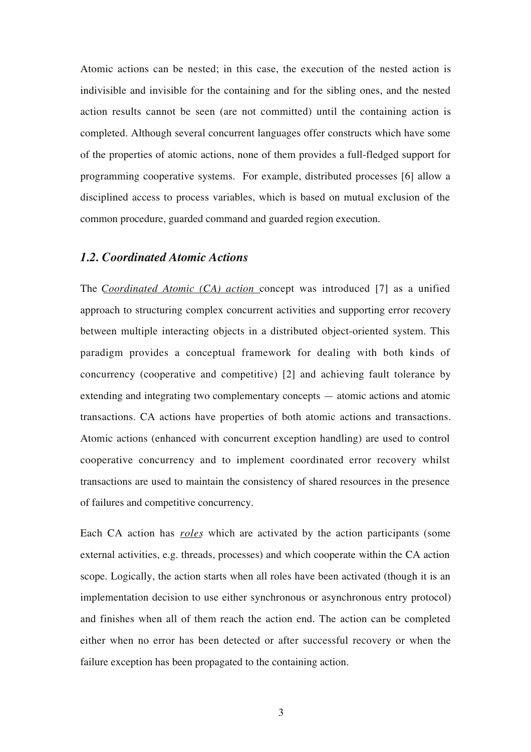Atomic actions can be nested; in this case, the execution of the nested action is indivisible and invisible for the containing and for the sibling ones, and the nested action results cannot be seen (are not committed) until the containing action is completed. Although several concurrent languages offer constructs which have some of the properties of atomic actions, none of them provides a full-fledged support for programming cooperative systems. For example, distributed processes [6] allow a disciplined access to process variables, which is based on mutual exclusion of the common procedure, guarded command and guarded region execution.

### *1.2. Coordinated Atomic Actions*

The *Coordinated Atomic (CA) action* concept was introduced [7] as a unified approach to structuring complex concurrent activities and supporting error recovery between multiple interacting objects in a distributed object-oriented system. This paradigm provides a conceptual framework for dealing with both kinds of concurrency (cooperative and competitive) [2] and achieving fault tolerance by extending and integrating two complementary concepts — atomic actions and atomic transactions. CA actions have properties of both atomic actions and transactions. Atomic actions (enhanced with concurrent exception handling) are used to control cooperative concurrency and to implement coordinated error recovery whilst transactions are used to maintain the consistency of shared resources in the presence of failures and competitive concurrency.

Each CA action has *roles* which are activated by the action participants (some external activities, e.g. threads, processes) and which cooperate within the CA action scope. Logically, the action starts when all roles have been activated (though it is an implementation decision to use either synchronous or asynchronous entry protocol) and finishes when all of them reach the action end. The action can be completed either when no error has been detected or after successful recovery or when the failure exception has been propagated to the containing action.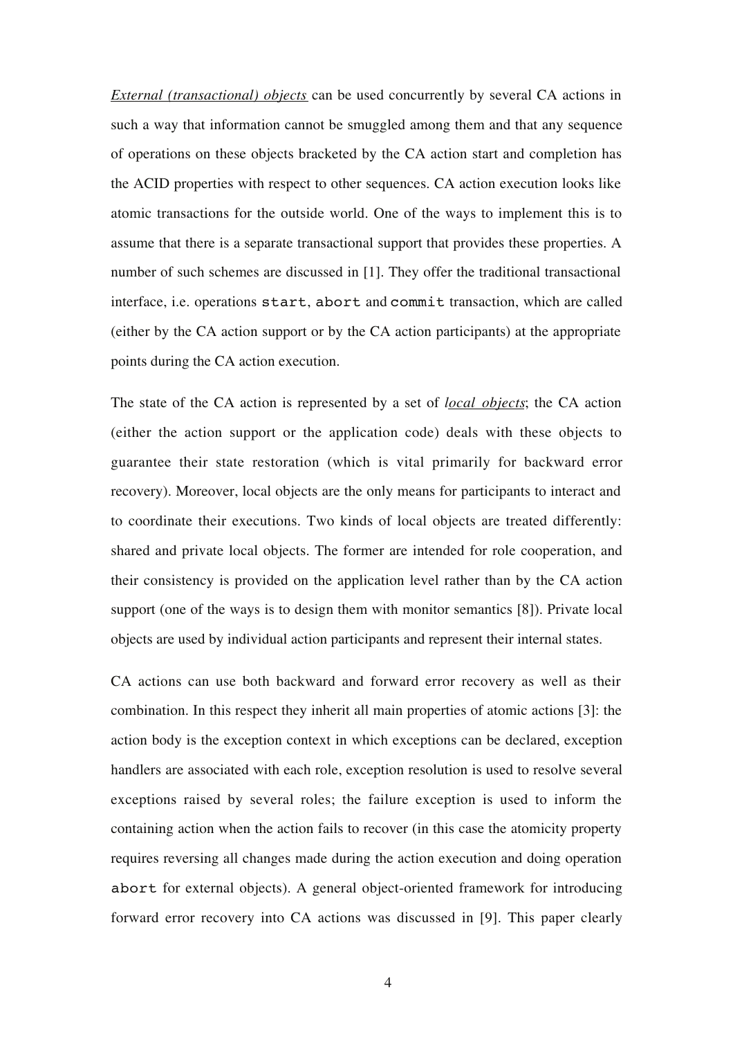*External (transactional) objects* can be used concurrently by several CA actions in such a way that information cannot be smuggled among them and that any sequence of operations on these objects bracketed by the CA action start and completion has the ACID properties with respect to other sequences. CA action execution looks like atomic transactions for the outside world. One of the ways to implement this is to assume that there is a separate transactional support that provides these properties. A number of such schemes are discussed in [1]. They offer the traditional transactional interface, i.e. operations `start`, `abort` and `commit` transaction, which are called (either by the CA action support or by the CA action participants) at the appropriate points during the CA action execution.

The state of the CA action is represented by a set of *local objects*; the CA action (either the action support or the application code) deals with these objects to guarantee their state restoration (which is vital primarily for backward error recovery). Moreover, local objects are the only means for participants to interact and to coordinate their executions. Two kinds of local objects are treated differently: shared and private local objects. The former are intended for role cooperation, and their consistency is provided on the application level rather than by the CA action support (one of the ways is to design them with monitor semantics [8]). Private local objects are used by individual action participants and represent their internal states.

CA actions can use both backward and forward error recovery as well as their combination. In this respect they inherit all main properties of atomic actions [3]: the action body is the exception context in which exceptions can be declared, exception handlers are associated with each role, exception resolution is used to resolve several exceptions raised by several roles; the failure exception is used to inform the containing action when the action fails to recover (in this case the atomicity property requires reversing all changes made during the action execution and doing operation `abort` for external objects). A general object-oriented framework for introducing forward error recovery into CA actions was discussed in [9]. This paper clearly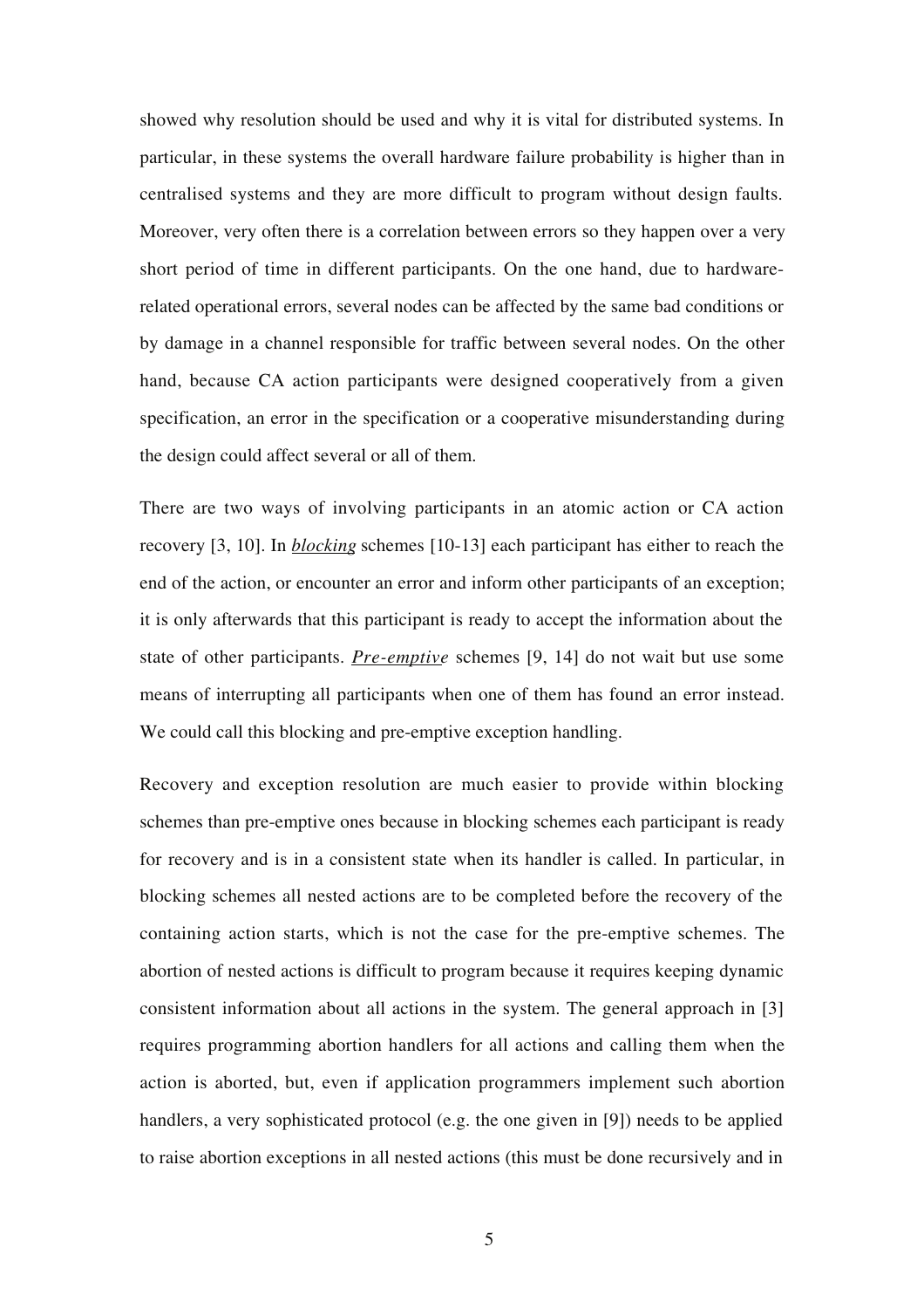showed why resolution should be used and why it is vital for distributed systems. In particular, in these systems the overall hardware failure probability is higher than in centralised systems and they are more difficult to program without design faults. Moreover, very often there is a correlation between errors so they happen over a very short period of time in different participants. On the one hand, due to hardware-related operational errors, several nodes can be affected by the same bad conditions or by damage in a channel responsible for traffic between several nodes. On the other hand, because CA action participants were designed cooperatively from a given specification, an error in the specification or a cooperative misunderstanding during the design could affect several or all of them.

There are two ways of involving participants in an atomic action or CA action recovery [3, 10]. In ***blocking*** schemes [10-13] each participant has either to reach the end of the action, or encounter an error and inform other participants of an exception; it is only afterwards that this participant is ready to accept the information about the state of other participants. ***Pre-emptive*** schemes [9, 14] do not wait but use some means of interrupting all participants when one of them has found an error instead. We could call this blocking and pre-emptive exception handling.

Recovery and exception resolution are much easier to provide within blocking schemes than pre-emptive ones because in blocking schemes each participant is ready for recovery and is in a consistent state when its handler is called. In particular, in blocking schemes all nested actions are to be completed before the recovery of the containing action starts, which is not the case for the pre-emptive schemes. The abortion of nested actions is difficult to program because it requires keeping dynamic consistent information about all actions in the system. The general approach in [3] requires programming abortion handlers for all actions and calling them when the action is aborted, but, even if application programmers implement such abortion handlers, a very sophisticated protocol (e.g. the one given in [9]) needs to be applied to raise abortion exceptions in all nested actions (this must be done recursively and in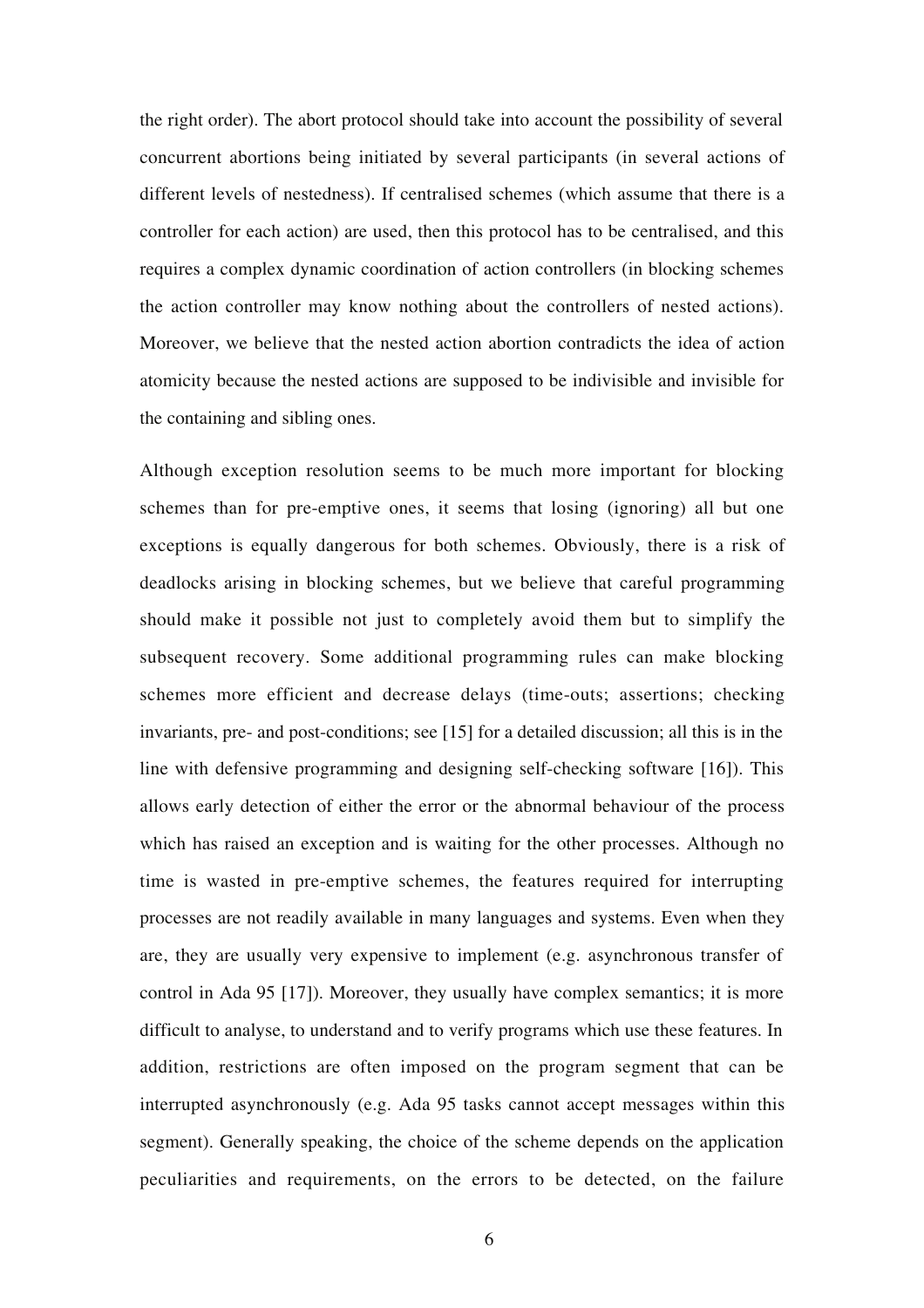the right order). The abort protocol should take into account the possibility of several concurrent abortions being initiated by several participants (in several actions of different levels of nestedness). If centralised schemes (which assume that there is a controller for each action) are used, then this protocol has to be centralised, and this requires a complex dynamic coordination of action controllers (in blocking schemes the action controller may know nothing about the controllers of nested actions). Moreover, we believe that the nested action abortion contradicts the idea of action atomicity because the nested actions are supposed to be indivisible and invisible for the containing and sibling ones.

Although exception resolution seems to be much more important for blocking schemes than for pre-emptive ones, it seems that losing (ignoring) all but one exceptions is equally dangerous for both schemes. Obviously, there is a risk of deadlocks arising in blocking schemes, but we believe that careful programming should make it possible not just to completely avoid them but to simplify the subsequent recovery. Some additional programming rules can make blocking schemes more efficient and decrease delays (time-outs; assertions; checking invariants, pre- and post-conditions; see [15] for a detailed discussion; all this is in the line with defensive programming and designing self-checking software [16]). This allows early detection of either the error or the abnormal behaviour of the process which has raised an exception and is waiting for the other processes. Although no time is wasted in pre-emptive schemes, the features required for interrupting processes are not readily available in many languages and systems. Even when they are, they are usually very expensive to implement (e.g. asynchronous transfer of control in Ada 95 [17]). Moreover, they usually have complex semantics; it is more difficult to analyse, to understand and to verify programs which use these features. In addition, restrictions are often imposed on the program segment that can be interrupted asynchronously (e.g. Ada 95 tasks cannot accept messages within this segment). Generally speaking, the choice of the scheme depends on the application peculiarities and requirements, on the errors to be detected, on the failure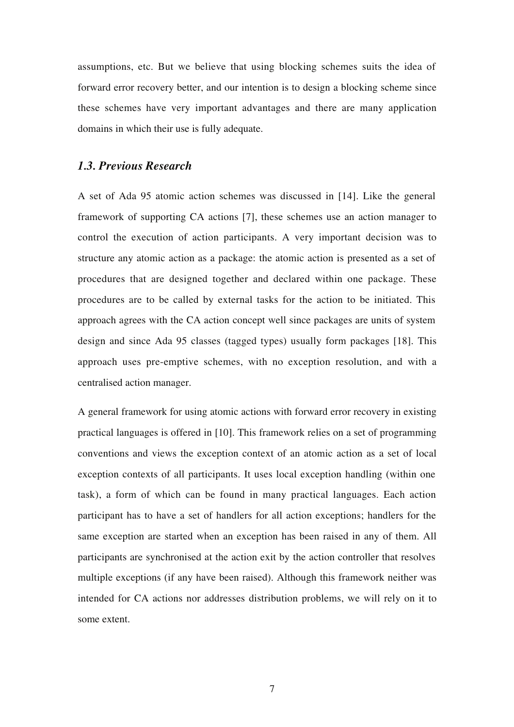assumptions, etc. But we believe that using blocking schemes suits the idea of forward error recovery better, and our intention is to design a blocking scheme since these schemes have very important advantages and there are many application domains in which their use is fully adequate.

### *1.3. Previous Research*

A set of Ada 95 atomic action schemes was discussed in [14]. Like the general framework of supporting CA actions [7], these schemes use an action manager to control the execution of action participants. A very important decision was to structure any atomic action as a package: the atomic action is presented as a set of procedures that are designed together and declared within one package. These procedures are to be called by external tasks for the action to be initiated. This approach agrees with the CA action concept well since packages are units of system design and since Ada 95 classes (tagged types) usually form packages [18]. This approach uses pre-emptive schemes, with no exception resolution, and with a centralised action manager.

A general framework for using atomic actions with forward error recovery in existing practical languages is offered in [10]. This framework relies on a set of programming conventions and views the exception context of an atomic action as a set of local exception contexts of all participants. It uses local exception handling (within one task), a form of which can be found in many practical languages. Each action participant has to have a set of handlers for all action exceptions; handlers for the same exception are started when an exception has been raised in any of them. All participants are synchronised at the action exit by the action controller that resolves multiple exceptions (if any have been raised). Although this framework neither was intended for CA actions nor addresses distribution problems, we will rely on it to some extent.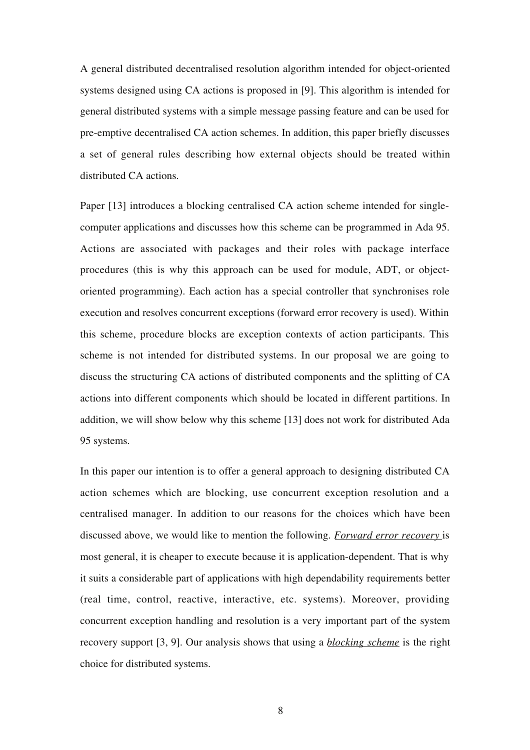A general distributed decentralised resolution algorithm intended for object-oriented systems designed using CA actions is proposed in [9]. This algorithm is intended for general distributed systems with a simple message passing feature and can be used for pre-emptive decentralised CA action schemes. In addition, this paper briefly discusses a set of general rules describing how external objects should be treated within distributed CA actions.

Paper [13] introduces a blocking centralised CA action scheme intended for single-computer applications and discusses how this scheme can be programmed in Ada 95. Actions are associated with packages and their roles with package interface procedures (this is why this approach can be used for module, ADT, or object-oriented programming). Each action has a special controller that synchronises role execution and resolves concurrent exceptions (forward error recovery is used). Within this scheme, procedure blocks are exception contexts of action participants. This scheme is not intended for distributed systems. In our proposal we are going to discuss the structuring CA actions of distributed components and the splitting of CA actions into different components which should be located in different partitions. In addition, we will show below why this scheme [13] does not work for distributed Ada 95 systems.

In this paper our intention is to offer a general approach to designing distributed CA action schemes which are blocking, use concurrent exception resolution and a centralised manager. In addition to our reasons for the choices which have been discussed above, we would like to mention the following. *Forward error recovery* is most general, it is cheaper to execute because it is application-dependent. That is why it suits a considerable part of applications with high dependability requirements better (real time, control, reactive, interactive, etc. systems). Moreover, providing concurrent exception handling and resolution is a very important part of the system recovery support [3, 9]. Our analysis shows that using a *blocking scheme* is the right choice for distributed systems.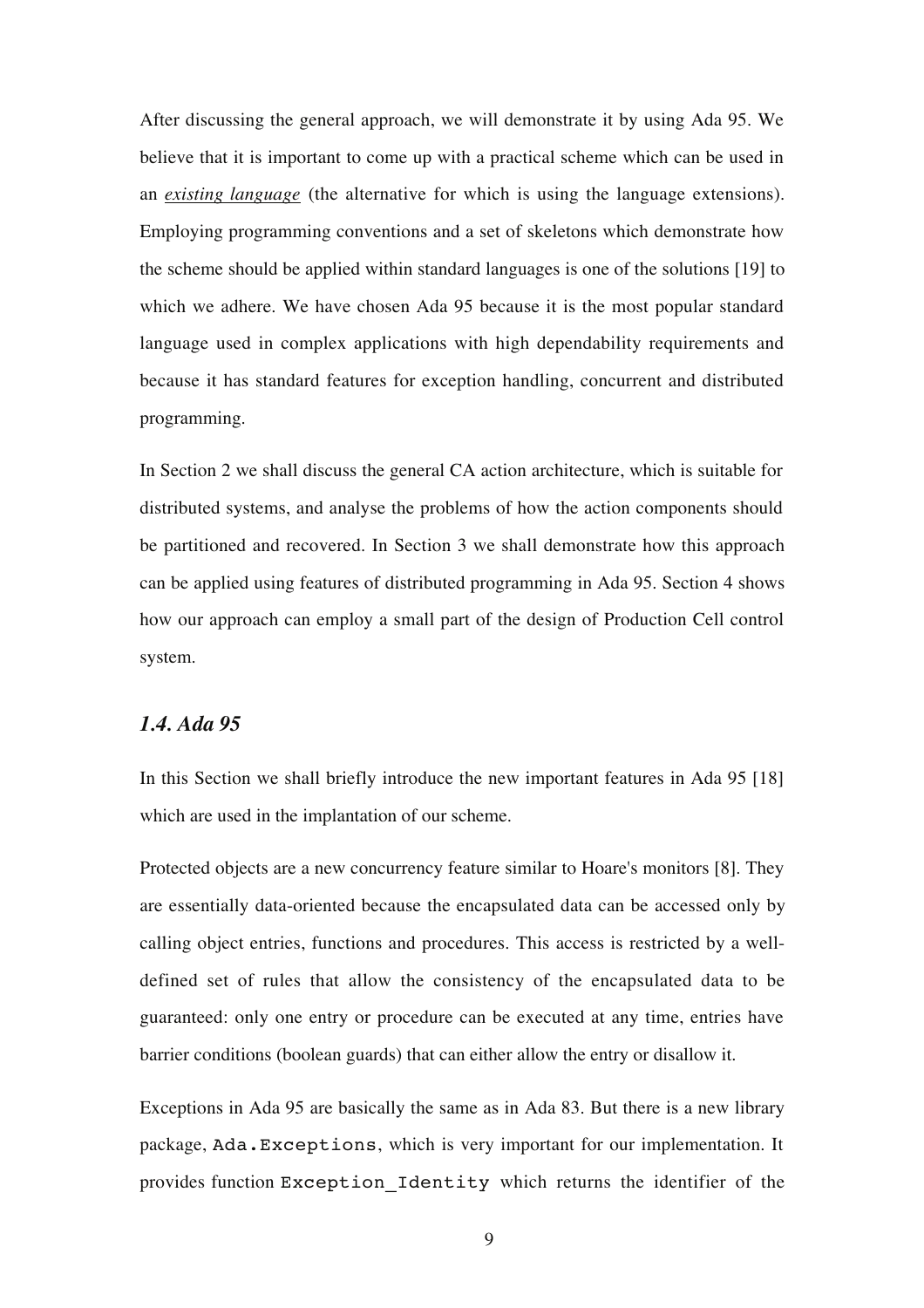After discussing the general approach, we will demonstrate it by using Ada 95. We believe that it is important to come up with a practical scheme which can be used in an *existing language* (the alternative for which is using the language extensions). Employing programming conventions and a set of skeletons which demonstrate how the scheme should be applied within standard languages is one of the solutions [19] to which we adhere. We have chosen Ada 95 because it is the most popular standard language used in complex applications with high dependability requirements and because it has standard features for exception handling, concurrent and distributed programming.

In Section 2 we shall discuss the general CA action architecture, which is suitable for distributed systems, and analyse the problems of how the action components should be partitioned and recovered. In Section 3 we shall demonstrate how this approach can be applied using features of distributed programming in Ada 95. Section 4 shows how our approach can employ a small part of the design of Production Cell control system.

### *1.4. Ada 95*

In this Section we shall briefly introduce the new important features in Ada 95 [18] which are used in the implantation of our scheme.

Protected objects are a new concurrency feature similar to Hoare's monitors [8]. They are essentially data-oriented because the encapsulated data can be accessed only by calling object entries, functions and procedures. This access is restricted by a well-defined set of rules that allow the consistency of the encapsulated data to be guaranteed: only one entry or procedure can be executed at any time, entries have barrier conditions (boolean guards) that can either allow the entry or disallow it.

Exceptions in Ada 95 are basically the same as in Ada 83. But there is a new library package, `Ada.Exceptions`, which is very important for our implementation. It provides function `Exception_Identity` which returns the identifier of the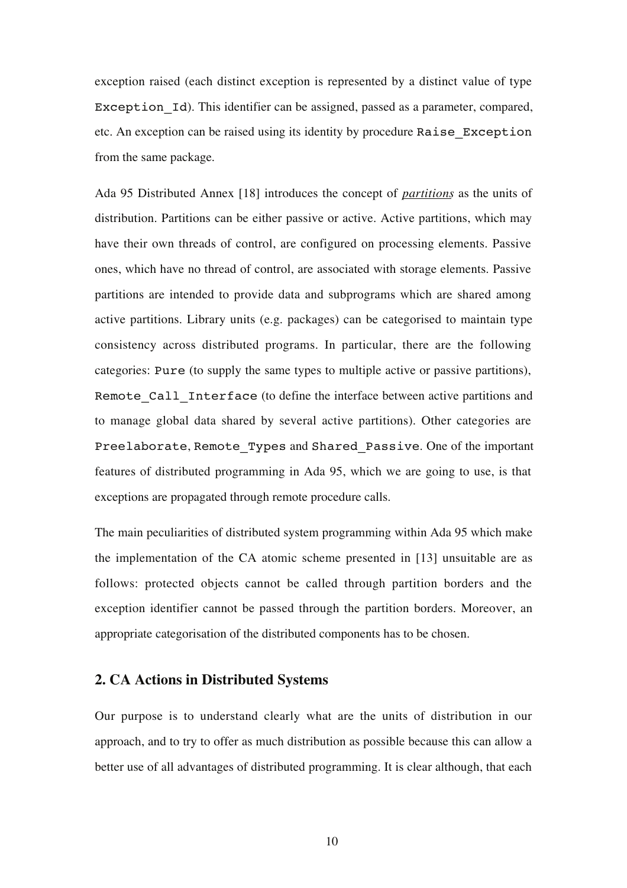exception raised (each distinct exception is represented by a distinct value of type `Exception_Id`). This identifier can be assigned, passed as a parameter, compared, etc. An exception can be raised using its identity by procedure `Raise_Exception` from the same package.

Ada 95 Distributed Annex [18] introduces the concept of *partitions* as the units of distribution. Partitions can be either passive or active. Active partitions, which may have their own threads of control, are configured on processing elements. Passive ones, which have no thread of control, are associated with storage elements. Passive partitions are intended to provide data and subprograms which are shared among active partitions. Library units (e.g. packages) can be categorised to maintain type consistency across distributed programs. In particular, there are the following categories: `Pure` (to supply the same types to multiple active or passive partitions), `Remote_Call_Interface` (to define the interface between active partitions and to manage global data shared by several active partitions). Other categories are `Preelaborate`, `Remote_Types` and `Shared_Passive`. One of the important features of distributed programming in Ada 95, which we are going to use, is that exceptions are propagated through remote procedure calls.

The main peculiarities of distributed system programming within Ada 95 which make the implementation of the CA atomic scheme presented in [13] unsuitable are as follows: protected objects cannot be called through partition borders and the exception identifier cannot be passed through the partition borders. Moreover, an appropriate categorisation of the distributed components has to be chosen.

## 2. CA Actions in Distributed Systems

Our purpose is to understand clearly what are the units of distribution in our approach, and to try to offer as much distribution as possible because this can allow a better use of all advantages of distributed programming. It is clear although, that each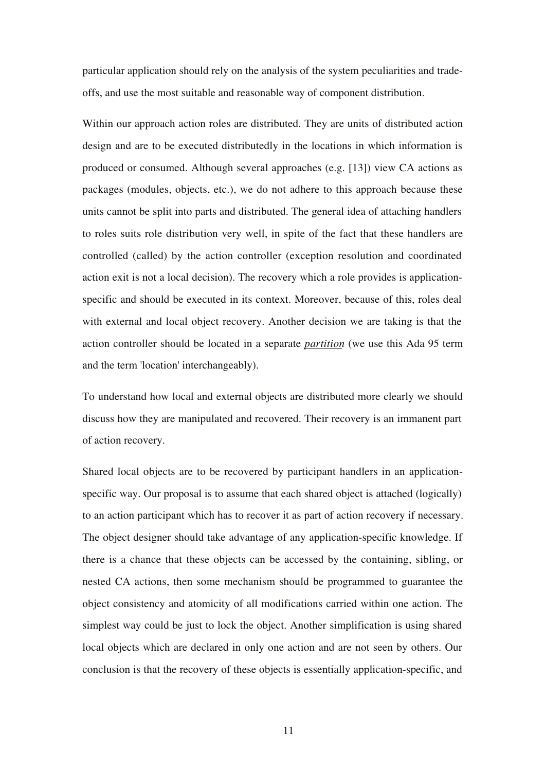particular application should rely on the analysis of the system peculiarities and trade-offs, and use the most suitable and reasonable way of component distribution.

Within our approach action roles are distributed. They are units of distributed action design and are to be executed distributedly in the locations in which information is produced or consumed. Although several approaches (e.g. [13]) view CA actions as packages (modules, objects, etc.), we do not adhere to this approach because these units cannot be split into parts and distributed. The general idea of attaching handlers to roles suits role distribution very well, in spite of the fact that these handlers are controlled (called) by the action controller (exception resolution and coordinated action exit is not a local decision). The recovery which a role provides is application-specific and should be executed in its context. Moreover, because of this, roles deal with external and local object recovery. Another decision we are taking is that the action controller should be located in a separate *partition* (we use this Ada 95 term and the term 'location' interchangeably).

To understand how local and external objects are distributed more clearly we should discuss how they are manipulated and recovered. Their recovery is an immanent part of action recovery.

Shared local objects are to be recovered by participant handlers in an application-specific way. Our proposal is to assume that each shared object is attached (logically) to an action participant which has to recover it as part of action recovery if necessary. The object designer should take advantage of any application-specific knowledge. If there is a chance that these objects can be accessed by the containing, sibling, or nested CA actions, then some mechanism should be programmed to guarantee the object consistency and atomicity of all modifications carried within one action. The simplest way could be just to lock the object. Another simplification is using shared local objects which are declared in only one action and are not seen by others. Our conclusion is that the recovery of these objects is essentially application-specific, and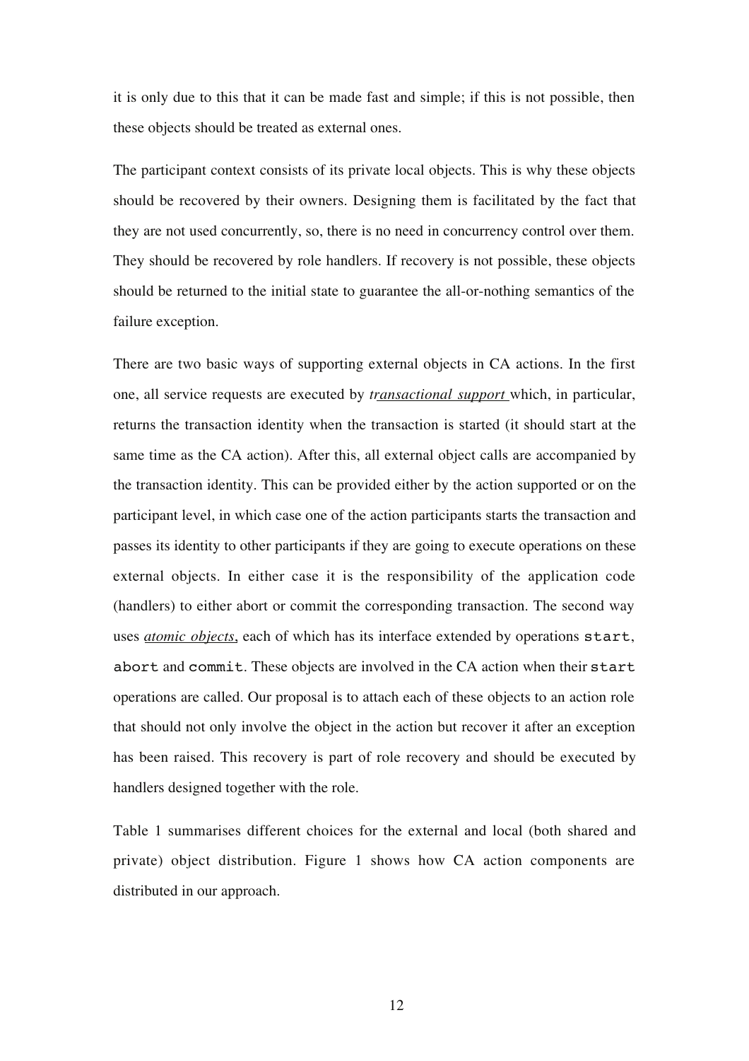it is only due to this that it can be made fast and simple; if this is not possible, then these objects should be treated as external ones.

The participant context consists of its private local objects. This is why these objects should be recovered by their owners. Designing them is facilitated by the fact that they are not used concurrently, so, there is no need in concurrency control over them. They should be recovered by role handlers. If recovery is not possible, these objects should be returned to the initial state to guarantee the all-or-nothing semantics of the failure exception.

There are two basic ways of supporting external objects in CA actions. In the first one, all service requests are executed by *transactional support* which, in particular, returns the transaction identity when the transaction is started (it should start at the same time as the CA action). After this, all external object calls are accompanied by the transaction identity. This can be provided either by the action supported or on the participant level, in which case one of the action participants starts the transaction and passes its identity to other participants if they are going to execute operations on these external objects. In either case it is the responsibility of the application code (handlers) to either abort or commit the corresponding transaction. The second way uses *atomic objects*, each of which has its interface extended by operations `start`, `abort` and `commit`. These objects are involved in the CA action when their `start` operations are called. Our proposal is to attach each of these objects to an action role that should not only involve the object in the action but recover it after an exception has been raised. This recovery is part of role recovery and should be executed by handlers designed together with the role.

Table 1 summarises different choices for the external and local (both shared and private) object distribution. Figure 1 shows how CA action components are distributed in our approach.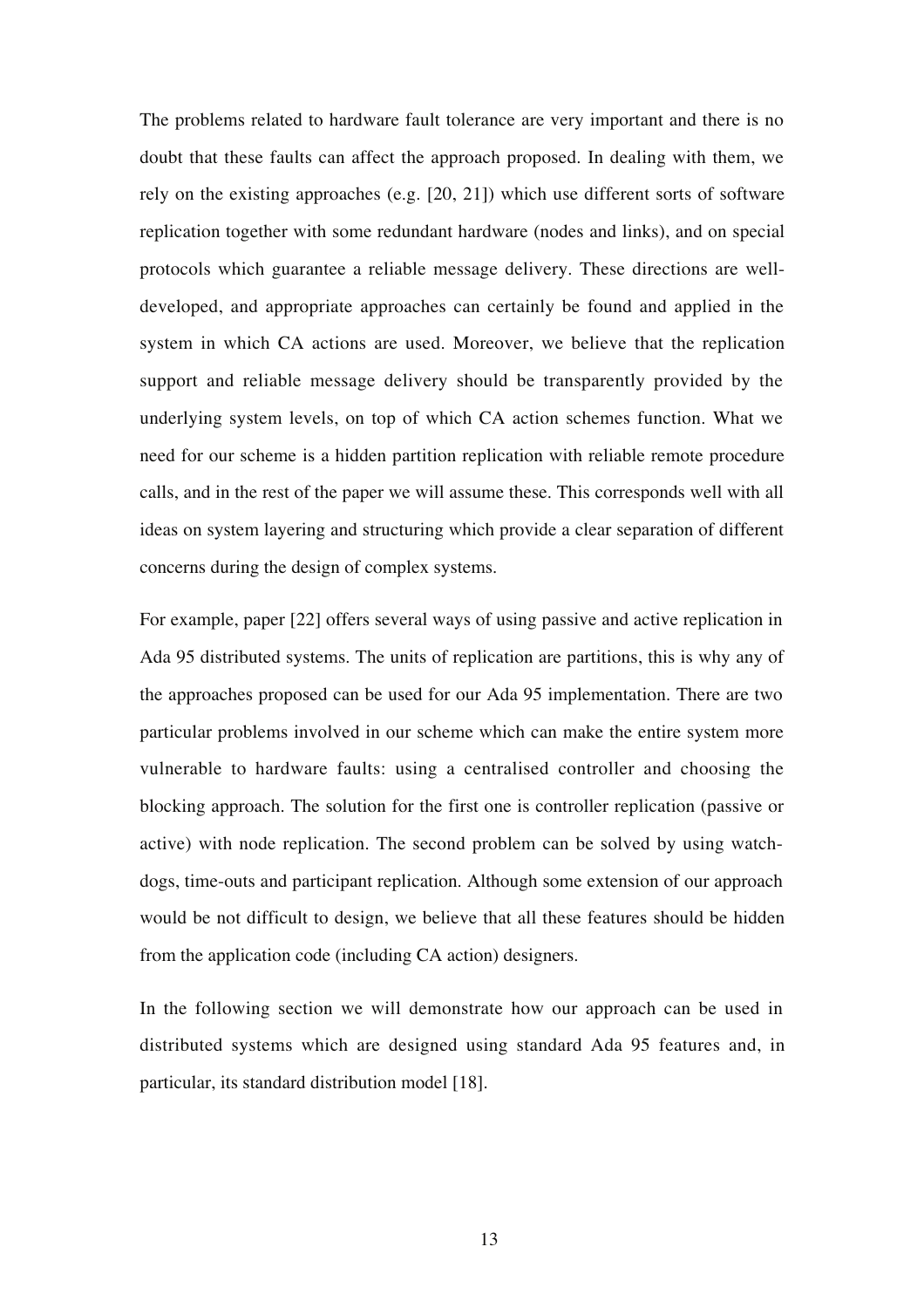The problems related to hardware fault tolerance are very important and there is no doubt that these faults can affect the approach proposed. In dealing with them, we rely on the existing approaches (e.g. [20, 21]) which use different sorts of software replication together with some redundant hardware (nodes and links), and on special protocols which guarantee a reliable message delivery. These directions are well-developed, and appropriate approaches can certainly be found and applied in the system in which CA actions are used. Moreover, we believe that the replication support and reliable message delivery should be transparently provided by the underlying system levels, on top of which CA action schemes function. What we need for our scheme is a hidden partition replication with reliable remote procedure calls, and in the rest of the paper we will assume these. This corresponds well with all ideas on system layering and structuring which provide a clear separation of different concerns during the design of complex systems.

For example, paper [22] offers several ways of using passive and active replication in Ada 95 distributed systems. The units of replication are partitions, this is why any of the approaches proposed can be used for our Ada 95 implementation. There are two particular problems involved in our scheme which can make the entire system more vulnerable to hardware faults: using a centralised controller and choosing the blocking approach. The solution for the first one is controller replication (passive or active) with node replication. The second problem can be solved by using watch-dogs, time-outs and participant replication. Although some extension of our approach would be not difficult to design, we believe that all these features should be hidden from the application code (including CA action) designers.

In the following section we will demonstrate how our approach can be used in distributed systems which are designed using standard Ada 95 features and, in particular, its standard distribution model [18].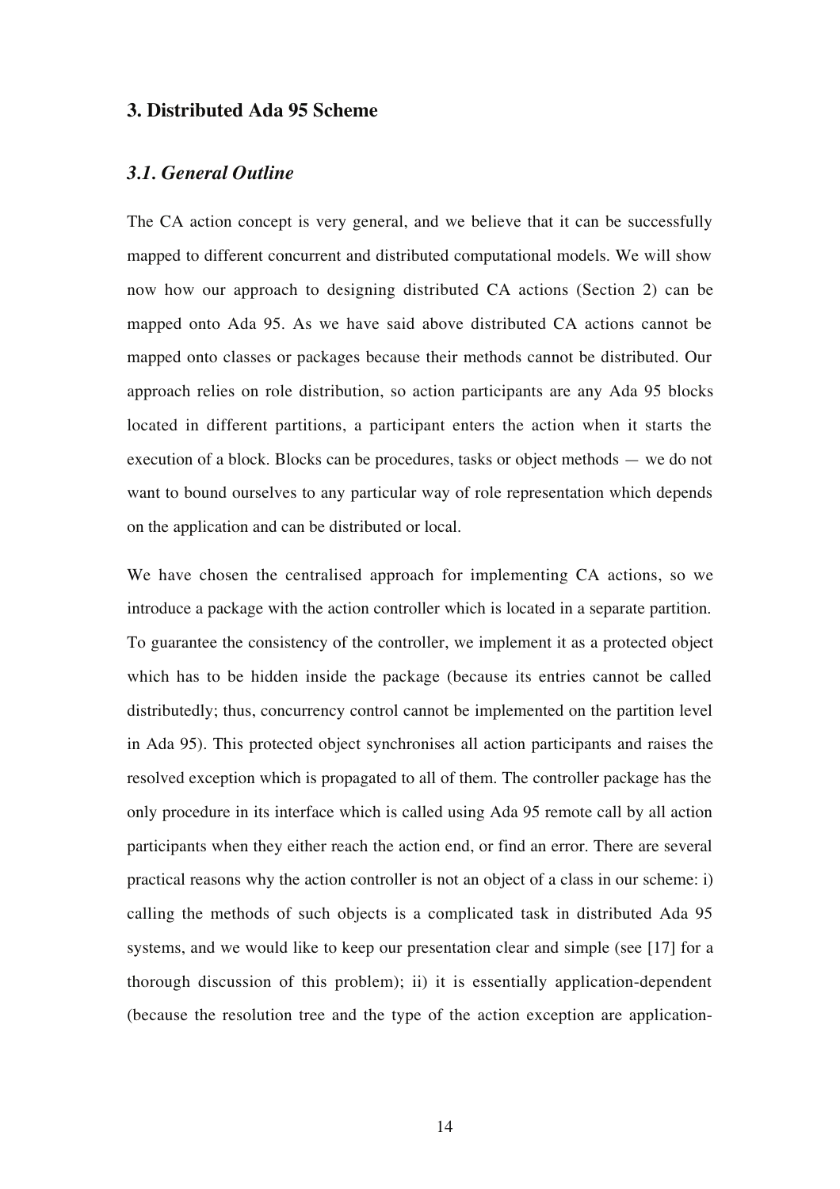## 3. Distributed Ada 95 Scheme

### *3.1. General Outline*

The CA action concept is very general, and we believe that it can be successfully mapped to different concurrent and distributed computational models. We will show now how our approach to designing distributed CA actions (Section 2) can be mapped onto Ada 95. As we have said above distributed CA actions cannot be mapped onto classes or packages because their methods cannot be distributed. Our approach relies on role distribution, so action participants are any Ada 95 blocks located in different partitions, a participant enters the action when it starts the execution of a block. Blocks can be procedures, tasks or object methods — we do not want to bound ourselves to any particular way of role representation which depends on the application and can be distributed or local.

We have chosen the centralised approach for implementing CA actions, so we introduce a package with the action controller which is located in a separate partition. To guarantee the consistency of the controller, we implement it as a protected object which has to be hidden inside the package (because its entries cannot be called distributedly; thus, concurrency control cannot be implemented on the partition level in Ada 95). This protected object synchronises all action participants and raises the resolved exception which is propagated to all of them. The controller package has the only procedure in its interface which is called using Ada 95 remote call by all action participants when they either reach the action end, or find an error. There are several practical reasons why the action controller is not an object of a class in our scheme: i) calling the methods of such objects is a complicated task in distributed Ada 95 systems, and we would like to keep our presentation clear and simple (see [17] for a thorough discussion of this problem); ii) it is essentially application-dependent (because the resolution tree and the type of the action exception are application-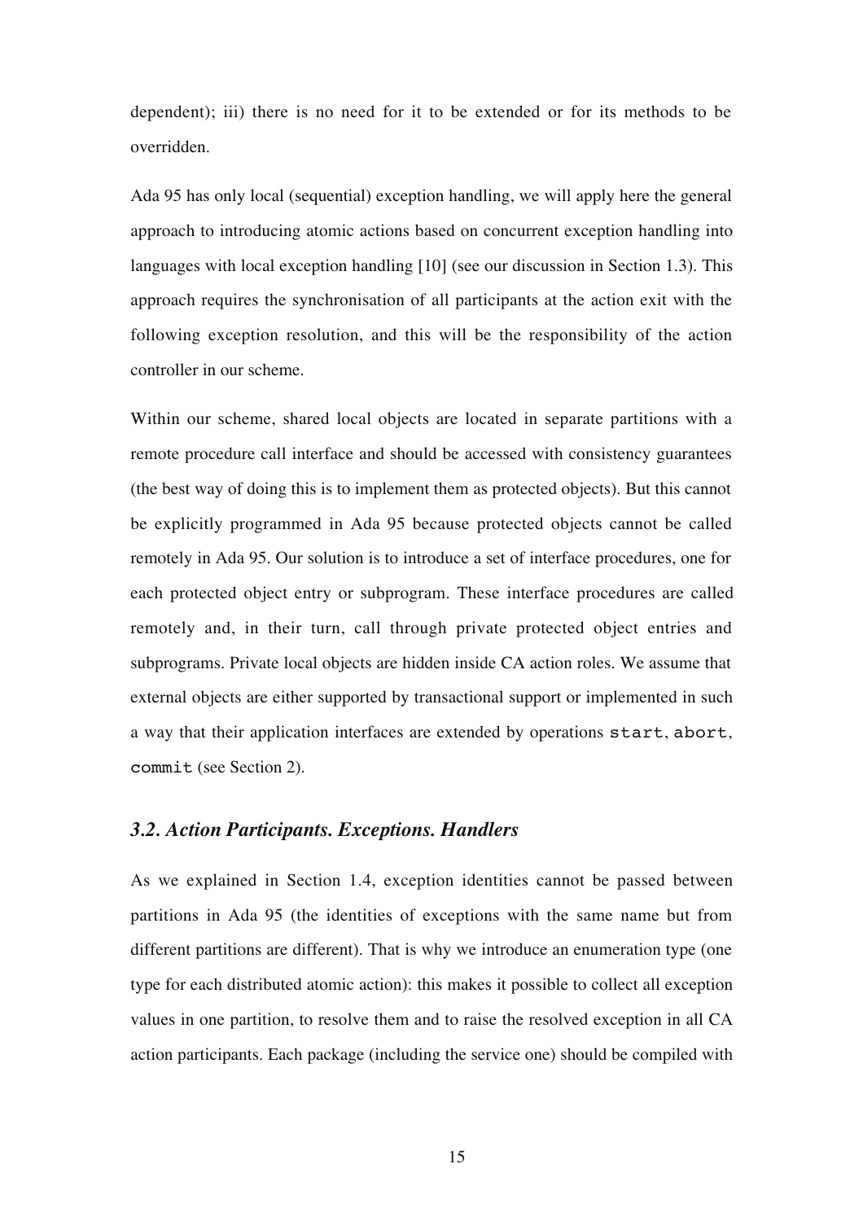dependent); iii) there is no need for it to be extended or for its methods to be overridden.

Ada 95 has only local (sequential) exception handling, we will apply here the general approach to introducing atomic actions based on concurrent exception handling into languages with local exception handling [10] (see our discussion in Section 1.3). This approach requires the synchronisation of all participants at the action exit with the following exception resolution, and this will be the responsibility of the action controller in our scheme.

Within our scheme, shared local objects are located in separate partitions with a remote procedure call interface and should be accessed with consistency guarantees (the best way of doing this is to implement them as protected objects). But this cannot be explicitly programmed in Ada 95 because protected objects cannot be called remotely in Ada 95. Our solution is to introduce a set of interface procedures, one for each protected object entry or subprogram. These interface procedures are called remotely and, in their turn, call through private protected object entries and subprograms. Private local objects are hidden inside CA action roles. We assume that external objects are either supported by transactional support or implemented in such a way that their application interfaces are extended by operations `start`, `abort`, `commit` (see Section 2).

### *3.2. Action Participants. Exceptions. Handlers*

As we explained in Section 1.4, exception identities cannot be passed between partitions in Ada 95 (the identities of exceptions with the same name but from different partitions are different). That is why we introduce an enumeration type (one type for each distributed atomic action): this makes it possible to collect all exception values in one partition, to resolve them and to raise the resolved exception in all CA action participants. Each package (including the service one) should be compiled with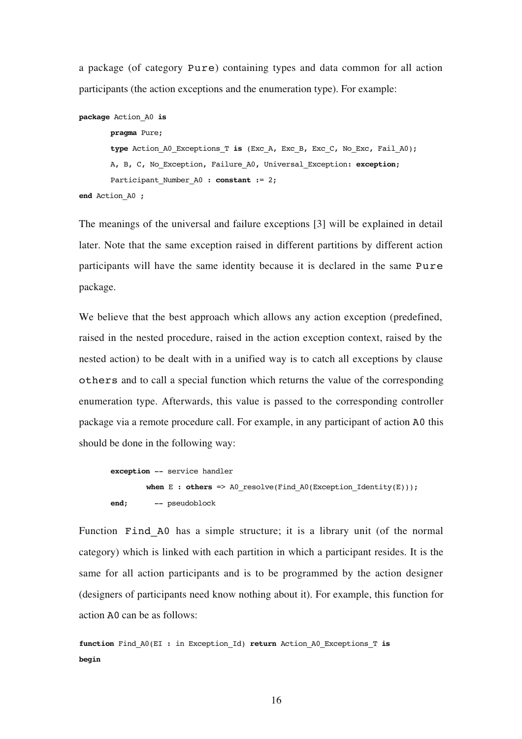a package (of category `Pure`) containing types and data common for all action participants (the action exceptions and the enumeration type). For example:

```
package Action_A0 is
       pragma Pure;
       type Action_A0_Exceptions_T is (Exc_A, Exc_B, Exc_C, No_Exc, Fail_A0);
       A, B, C, No_Exception, Failure_A0, Universal_Exception: exception;
       Participant_Number_A0 : constant := 2;
end Action_A0 ;
```

The meanings of the universal and failure exceptions [3] will be explained in detail later. Note that the same exception raised in different partitions by different action participants will have the same identity because it is declared in the same `Pure` package.

We believe that the best approach which allows any action exception (predefined, raised in the nested procedure, raised in the action exception context, raised by the nested action) to be dealt with in a unified way is to catch all exceptions by clause `others` and to call a special function which returns the value of the corresponding enumeration type. Afterwards, this value is passed to the corresponding controller package via a remote procedure call. For example, in any participant of action `A0` this should be done in the following way:

```
       exception -- service handler
              when E : others => A0_resolve(Find_A0(Exception_Identity(E)));
       end;      -- pseudoblock
```

Function `Find_A0` has a simple structure; it is a library unit (of the normal category) which is linked with each partition in which a participant resides. It is the same for all action participants and is to be programmed by the action designer (designers of participants need know nothing about it). For example, this function for action `A0` can be as follows:

```
function Find_A0(EI : in Exception_Id) return Action_A0_Exceptions_T is
begin
```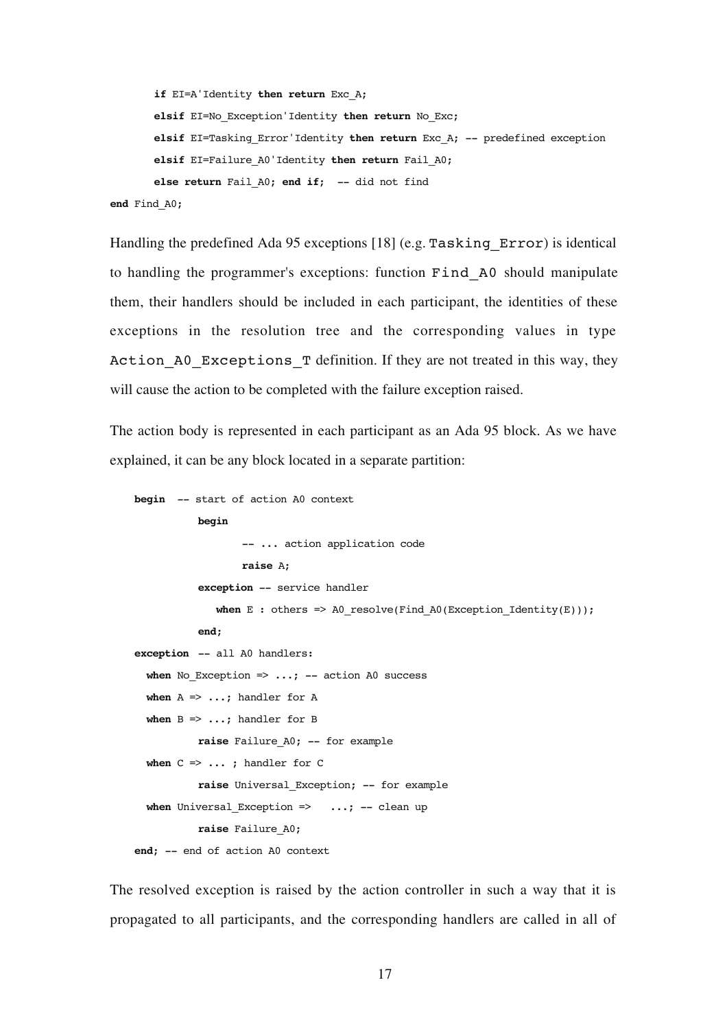```
        if EI=A'Identity then return Exc_A;
        elsif EI=No_Exception'Identity then return No_Exc;
        elsif EI=Tasking_Error'Identity then return Exc_A; -- predefined exception
        elsif EI=Failure_A0'Identity then return Fail_A0;
        else return Fail_A0; end if;  -- did not find
end Find_A0;
```

Handling the predefined Ada 95 exceptions [18] (e.g. `Tasking_Error`) is identical to handling the programmer's exceptions: function `Find_A0` should manipulate them, their handlers should be included in each participant, the identities of these exceptions in the resolution tree and the corresponding values in type `Action_A0_Exceptions_T` definition. If they are not treated in this way, they will cause the action to be completed with the failure exception raised.

The action body is represented in each participant as an Ada 95 block. As we have explained, it can be any block located in a separate partition:

```
   begin  -- start of action A0 context
            begin
                  -- ... action application code
                  raise A;
            exception -- service handler
               when E : others => A0_resolve(Find_A0(Exception_Identity(E)));
            end;
   exception -- all A0 handlers:
     when No_Exception => ...; -- action A0 success
     when A => ...; handler for A
     when B => ...; handler for B
            raise Failure_A0; -- for example
     when C => ... ; handler for C
            raise Universal_Exception; -- for example
     when Universal_Exception =>   ...; -- clean up
            raise Failure_A0;
   end; -- end of action A0 context
```

The resolved exception is raised by the action controller in such a way that it is propagated to all participants, and the corresponding handlers are called in all of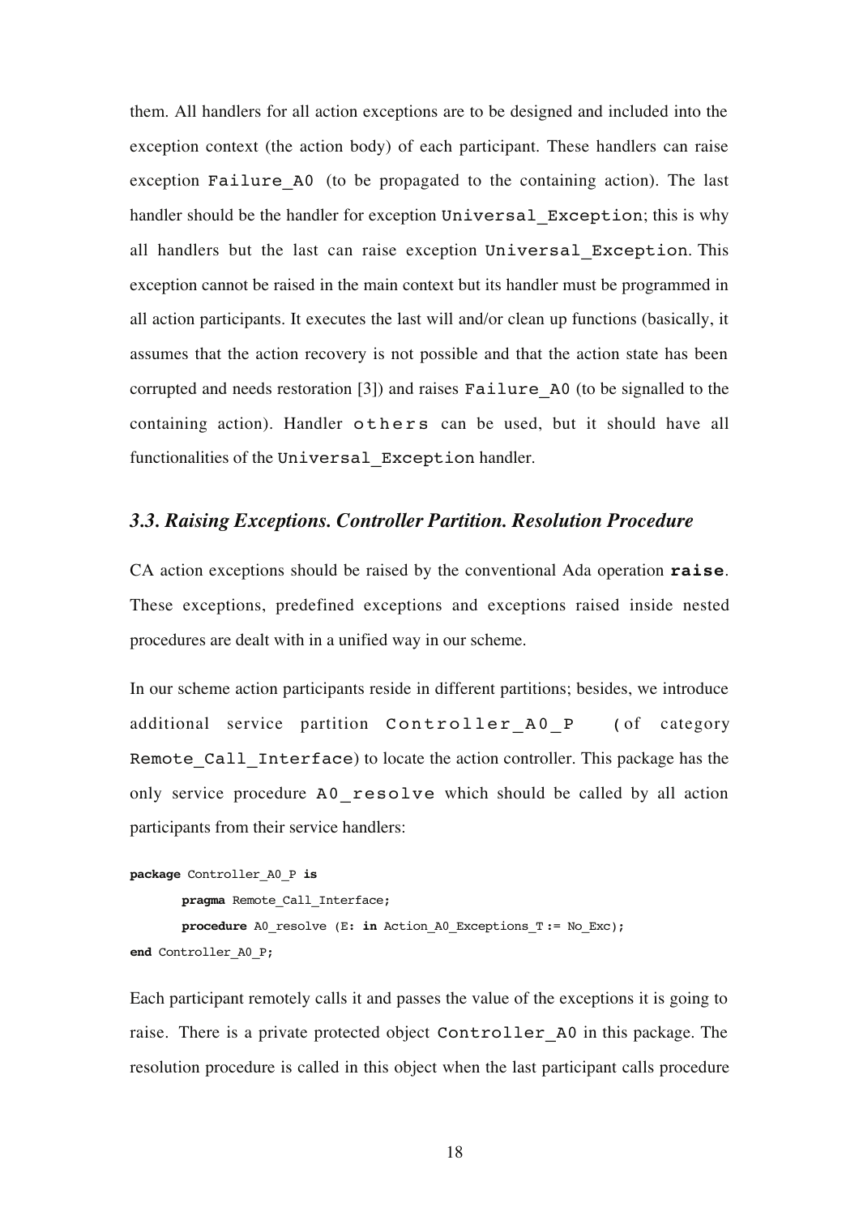them. All handlers for all action exceptions are to be designed and included into the exception context (the action body) of each participant. These handlers can raise exception `Failure_A0` (to be propagated to the containing action). The last handler should be the handler for exception `Universal_Exception`; this is why all handlers but the last can raise exception `Universal_Exception`. This exception cannot be raised in the main context but its handler must be programmed in all action participants. It executes the last will and/or clean up functions (basically, it assumes that the action recovery is not possible and that the action state has been corrupted and needs restoration [3]) and raises `Failure_A0` (to be signalled to the containing action). Handler `others` can be used, but it should have all functionalities of the `Universal_Exception` handler.

### *3.3. Raising Exceptions. Controller Partition. Resolution Procedure*

CA action exceptions should be raised by the conventional Ada operation **`raise`**. These exceptions, predefined exceptions and exceptions raised inside nested procedures are dealt with in a unified way in our scheme.

In our scheme action participants reside in different partitions; besides, we introduce additional service partition `Controller_A0_P` (of category `Remote_Call_Interface`) to locate the action controller. This package has the only service procedure `A0_resolve` which should be called by all action participants from their service handlers:

```
package Controller_A0_P is
       pragma Remote_Call_Interface;
       procedure A0_resolve (E: in Action_A0_Exceptions_T := No_Exc);
end Controller_A0_P;
```

Each participant remotely calls it and passes the value of the exceptions it is going to raise. There is a private protected object `Controller_A0` in this package. The resolution procedure is called in this object when the last participant calls procedure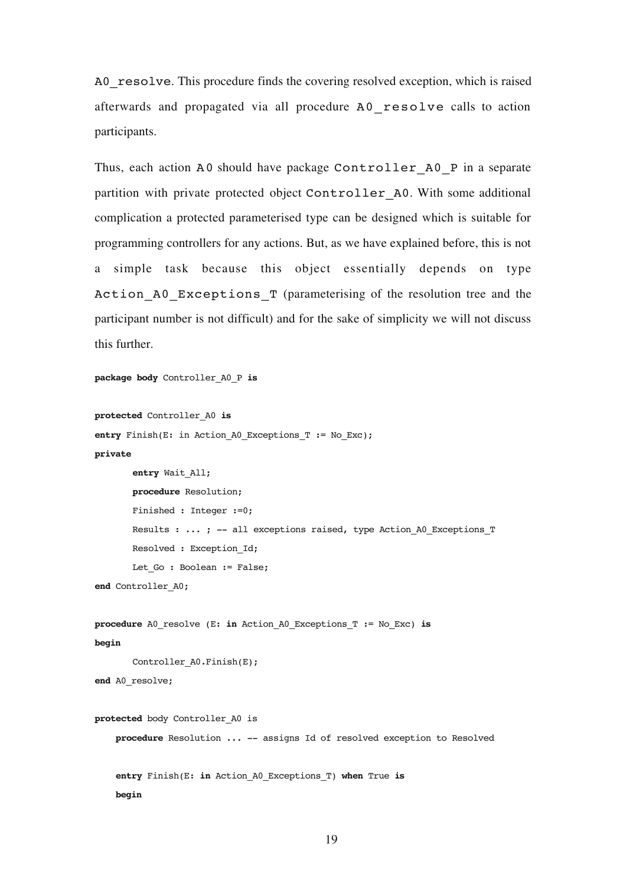A0_resolve. This procedure finds the covering resolved exception, which is raised afterwards and propagated via all procedure A0_resolve calls to action participants.

Thus, each action A0 should have package Controller_A0_P in a separate partition with private protected object Controller_A0. With some additional complication a protected parameterised type can be designed which is suitable for programming controllers for any actions. But, as we have explained before, this is not a simple task because this object essentially depends on type Action_A0_Exceptions_T (parameterising of the resolution tree and the participant number is not difficult) and for the sake of simplicity we will not discuss this further.

```
package body Controller_A0_P is

protected Controller_A0 is
entry Finish(E: in Action_A0_Exceptions_T := No_Exc);
private
       entry Wait_All;
       procedure Resolution;
       Finished : Integer :=0;
       Results : ... ; -- all exceptions raised, type Action_A0_Exceptions_T
       Resolved : Exception_Id;
       Let_Go : Boolean := False;
end Controller_A0;

procedure A0_resolve (E: in Action_A0_Exceptions_T := No_Exc) is
begin
       Controller_A0.Finish(E);
end A0_resolve;

protected body Controller_A0 is
    procedure Resolution ... -- assigns Id of resolved exception to Resolved

    entry Finish(E: in Action_A0_Exceptions_T) when True is
    begin
```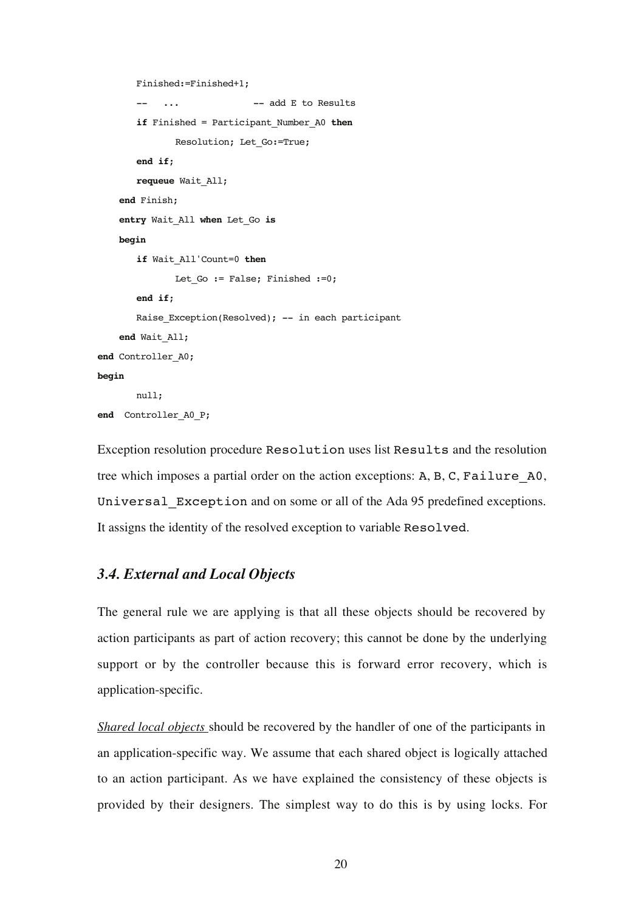```
        Finished:=Finished+1;
        --   ...              -- add E to Results
        if Finished = Participant_Number_A0 then
               Resolution; Let_Go:=True;
        end if;
        requeue Wait_All;
    end Finish;
    entry Wait_All when Let_Go is
    begin
        if Wait_All'Count=0 then
               Let_Go := False; Finished :=0;
        end if;
        Raise_Exception(Resolved); -- in each participant
    end Wait_All;
end Controller_A0;
begin
        null;
end  Controller_A0_P;
```

Exception resolution procedure `Resolution` uses list `Results` and the resolution tree which imposes a partial order on the action exceptions: `A`, `B`, `C`, `Failure_A0`, `Universal_Exception` and on some or all of the Ada 95 predefined exceptions. It assigns the identity of the resolved exception to variable `Resolved`.

### *3.4. External and Local Objects*

The general rule we are applying is that all these objects should be recovered by action participants as part of action recovery; this cannot be done by the underlying support or by the controller because this is forward error recovery, which is application-specific.

*Shared local objects* should be recovered by the handler of one of the participants in an application-specific way. We assume that each shared object is logically attached to an action participant. As we have explained the consistency of these objects is provided by their designers. The simplest way to do this is by using locks. For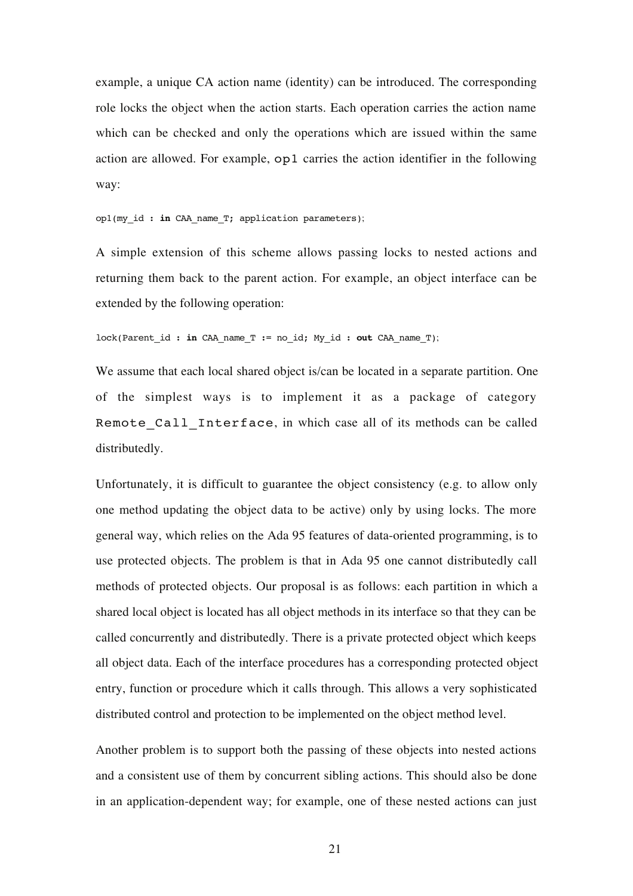example, a unique CA action name (identity) can be introduced. The corresponding role locks the object when the action starts. Each operation carries the action name which can be checked and only the operations which are issued within the same action are allowed. For example, `op1` carries the action identifier in the following way:

```
op1(my_id : in CAA_name_T; application parameters);
```

A simple extension of this scheme allows passing locks to nested actions and returning them back to the parent action. For example, an object interface can be extended by the following operation:

```
lock(Parent_id : in CAA_name_T := no_id; My_id : out CAA_name_T);
```

We assume that each local shared object is/can be located in a separate partition. One of the simplest ways is to implement it as a package of category `Remote_Call_Interface`, in which case all of its methods can be called distributedly.

Unfortunately, it is difficult to guarantee the object consistency (e.g. to allow only one method updating the object data to be active) only by using locks. The more general way, which relies on the Ada 95 features of data-oriented programming, is to use protected objects. The problem is that in Ada 95 one cannot distributedly call methods of protected objects. Our proposal is as follows: each partition in which a shared local object is located has all object methods in its interface so that they can be called concurrently and distributedly. There is a private protected object which keeps all object data. Each of the interface procedures has a corresponding protected object entry, function or procedure which it calls through. This allows a very sophisticated distributed control and protection to be implemented on the object method level.

Another problem is to support both the passing of these objects into nested actions and a consistent use of them by concurrent sibling actions. This should also be done in an application-dependent way; for example, one of these nested actions can just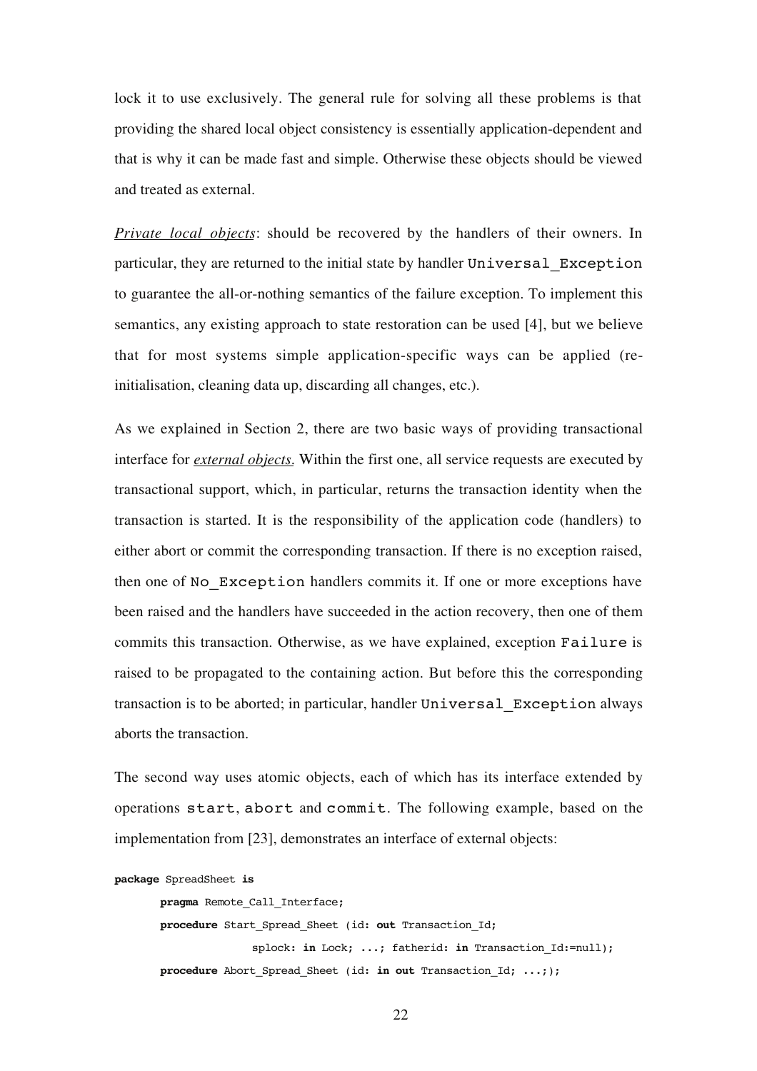lock it to use exclusively. The general rule for solving all these problems is that providing the shared local object consistency is essentially application-dependent and that is why it can be made fast and simple. Otherwise these objects should be viewed and treated as external.

*Private local objects*: should be recovered by the handlers of their owners. In particular, they are returned to the initial state by handler `Universal_Exception` to guarantee the all-or-nothing semantics of the failure exception. To implement this semantics, any existing approach to state restoration can be used [4], but we believe that for most systems simple application-specific ways can be applied (re-initialisation, cleaning data up, discarding all changes, etc.).

As we explained in Section 2, there are two basic ways of providing transactional interface for *external objects*. Within the first one, all service requests are executed by transactional support, which, in particular, returns the transaction identity when the transaction is started. It is the responsibility of the application code (handlers) to either abort or commit the corresponding transaction. If there is no exception raised, then one of `No_Exception` handlers commits it. If one or more exceptions have been raised and the handlers have succeeded in the action recovery, then one of them commits this transaction. Otherwise, as we have explained, exception `Failure` is raised to be propagated to the containing action. But before this the corresponding transaction is to be aborted; in particular, handler `Universal_Exception` always aborts the transaction.

The second way uses atomic objects, each of which has its interface extended by operations `start`, `abort` and `commit`. The following example, based on the implementation from [23], demonstrates an interface of external objects:

```
package SpreadSheet is
        pragma Remote_Call_Interface;
        procedure Start_Spread_Sheet (id: out Transaction_Id;
                    splock: in Lock; ...; fatherid: in Transaction_Id:=null);
        procedure Abort_Spread_Sheet (id: in out Transaction_Id; ...;);
```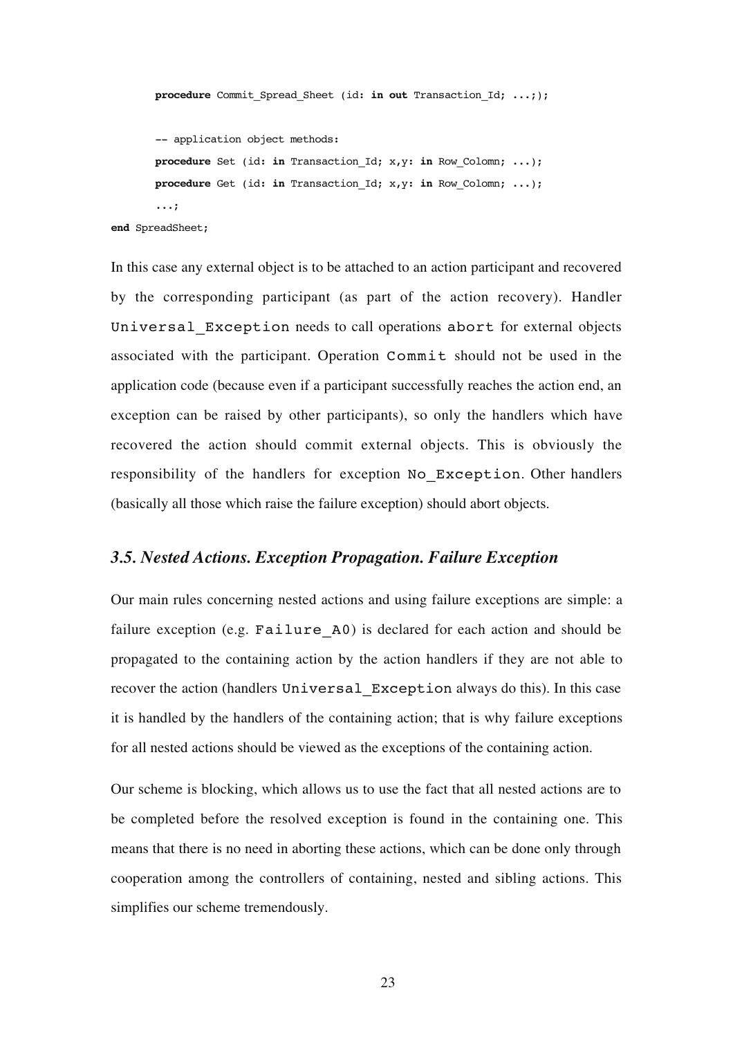```
        procedure Commit_Spread_Sheet (id: in out Transaction_Id; ...;);

        -- application object methods:
        procedure Set (id: in Transaction_Id; x,y: in Row_Colomn; ...);
        procedure Get (id: in Transaction_Id; x,y: in Row_Colomn; ...);
        ...;
end SpreadSheet;
```

In this case any external object is to be attached to an action participant and recovered by the corresponding participant (as part of the action recovery). Handler `Universal_Exception` needs to call operations `abort` for external objects associated with the participant. Operation `Commit` should not be used in the application code (because even if a participant successfully reaches the action end, an exception can be raised by other participants), so only the handlers which have recovered the action should commit external objects. This is obviously the responsibility of the handlers for exception `No_Exception`. Other handlers (basically all those which raise the failure exception) should abort objects.

### *3.5. Nested Actions. Exception Propagation. Failure Exception*

Our main rules concerning nested actions and using failure exceptions are simple: a failure exception (e.g. `Failure_A0`) is declared for each action and should be propagated to the containing action by the action handlers if they are not able to recover the action (handlers `Universal_Exception` always do this). In this case it is handled by the handlers of the containing action; that is why failure exceptions for all nested actions should be viewed as the exceptions of the containing action.

Our scheme is blocking, which allows us to use the fact that all nested actions are to be completed before the resolved exception is found in the containing one. This means that there is no need in aborting these actions, which can be done only through cooperation among the controllers of containing, nested and sibling actions. This simplifies our scheme tremendously.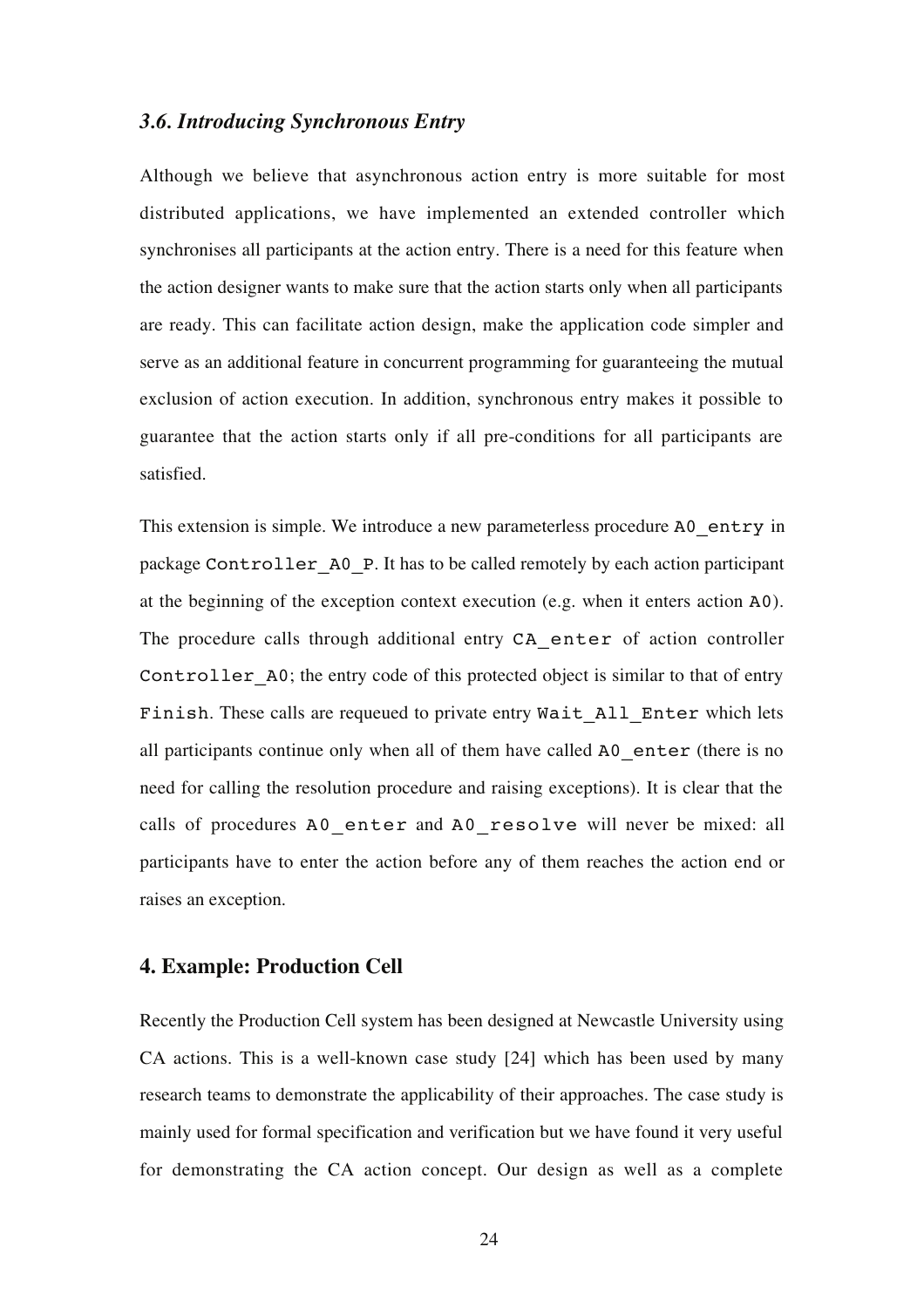### *3.6. Introducing Synchronous Entry*

Although we believe that asynchronous action entry is more suitable for most distributed applications, we have implemented an extended controller which synchronises all participants at the action entry. There is a need for this feature when the action designer wants to make sure that the action starts only when all participants are ready. This can facilitate action design, make the application code simpler and serve as an additional feature in concurrent programming for guaranteeing the mutual exclusion of action execution. In addition, synchronous entry makes it possible to guarantee that the action starts only if all pre-conditions for all participants are satisfied.

This extension is simple. We introduce a new parameterless procedure `A0_entry` in package `Controller_A0_P`. It has to be called remotely by each action participant at the beginning of the exception context execution (e.g. when it enters action `A0`). The procedure calls through additional entry `CA_enter` of action controller `Controller_A0`; the entry code of this protected object is similar to that of entry `Finish`. These calls are requeued to private entry `Wait_All_Enter` which lets all participants continue only when all of them have called `A0_enter` (there is no need for calling the resolution procedure and raising exceptions). It is clear that the calls of procedures `A0_enter` and `A0_resolve` will never be mixed: all participants have to enter the action before any of them reaches the action end or raises an exception.

## 4. Example: Production Cell

Recently the Production Cell system has been designed at Newcastle University using CA actions. This is a well-known case study [24] which has been used by many research teams to demonstrate the applicability of their approaches. The case study is mainly used for formal specification and verification but we have found it very useful for demonstrating the CA action concept. Our design as well as a complete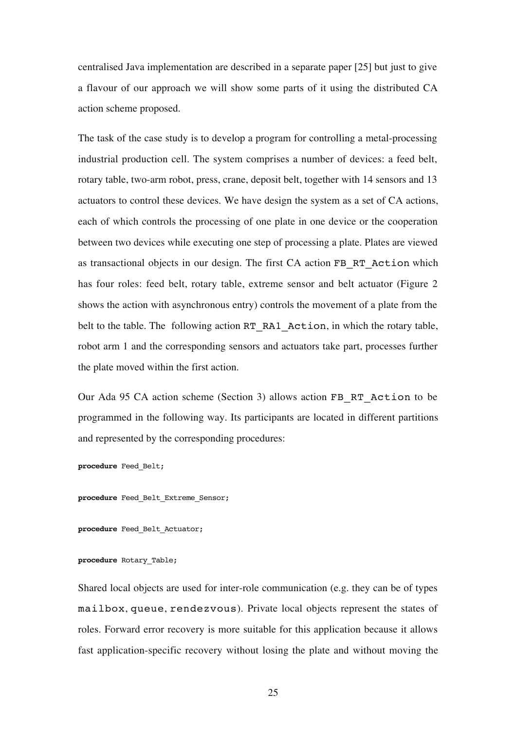centralised Java implementation are described in a separate paper [25] but just to give a flavour of our approach we will show some parts of it using the distributed CA action scheme proposed.

The task of the case study is to develop a program for controlling a metal-processing industrial production cell. The system comprises a number of devices: a feed belt, rotary table, two-arm robot, press, crane, deposit belt, together with 14 sensors and 13 actuators to control these devices. We have design the system as a set of CA actions, each of which controls the processing of one plate in one device or the cooperation between two devices while executing one step of processing a plate. Plates are viewed as transactional objects in our design. The first CA action `FB_RT_Action` which has four roles: feed belt, rotary table, extreme sensor and belt actuator (Figure 2 shows the action with asynchronous entry) controls the movement of a plate from the belt to the table. The following action `RT_RA1_Action`, in which the rotary table, robot arm 1 and the corresponding sensors and actuators take part, processes further the plate moved within the first action.

Our Ada 95 CA action scheme (Section 3) allows action `FB_RT_Action` to be programmed in the following way. Its participants are located in different partitions and represented by the corresponding procedures:

```
procedure Feed_Belt;

procedure Feed_Belt_Extreme_Sensor;

procedure Feed_Belt_Actuator;

procedure Rotary_Table;
```

Shared local objects are used for inter-role communication (e.g. they can be of types `mailbox`, `queue`, `rendezvous`). Private local objects represent the states of roles. Forward error recovery is more suitable for this application because it allows fast application-specific recovery without losing the plate and without moving the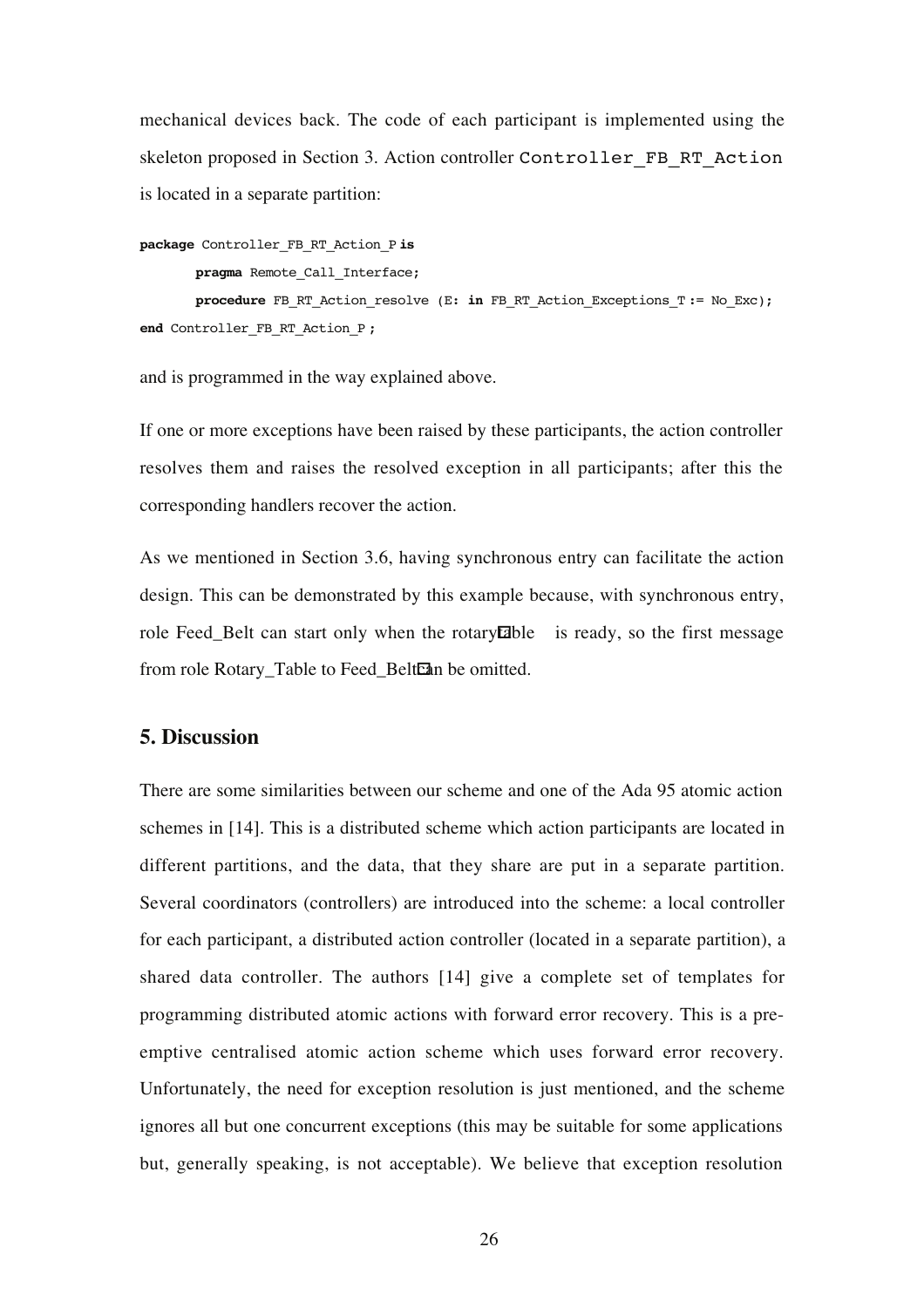mechanical devices back. The code of each participant is implemented using the skeleton proposed in Section 3. Action controller `Controller_FB_RT_Action` is located in a separate partition:

```
package Controller_FB_RT_Action_P is
       pragma Remote_Call_Interface;
       procedure FB_RT_Action_resolve (E: in FB_RT_Action_Exceptions_T := No_Exc);
end Controller_FB_RT_Action_P ;
```

and is programmed in the way explained above.

If one or more exceptions have been raised by these participants, the action controller resolves them and raises the resolved exception in all participants; after this the corresponding handlers recover the action.

As we mentioned in Section 3.6, having synchronous entry can facilitate the action design. This can be demonstrated by this example because, with synchronous entry, role Feed_Belt can start only when the rotary table is ready, so the first message from role Rotary_Table to Feed_Belt can be omitted.

## 5. Discussion

There are some similarities between our scheme and one of the Ada 95 atomic action schemes in [14]. This is a distributed scheme which action participants are located in different partitions, and the data, that they share are put in a separate partition. Several coordinators (controllers) are introduced into the scheme: a local controller for each participant, a distributed action controller (located in a separate partition), a shared data controller. The authors [14] give a complete set of templates for programming distributed atomic actions with forward error recovery. This is a pre-emptive centralised atomic action scheme which uses forward error recovery. Unfortunately, the need for exception resolution is just mentioned, and the scheme ignores all but one concurrent exceptions (this may be suitable for some applications but, generally speaking, is not acceptable). We believe that exception resolution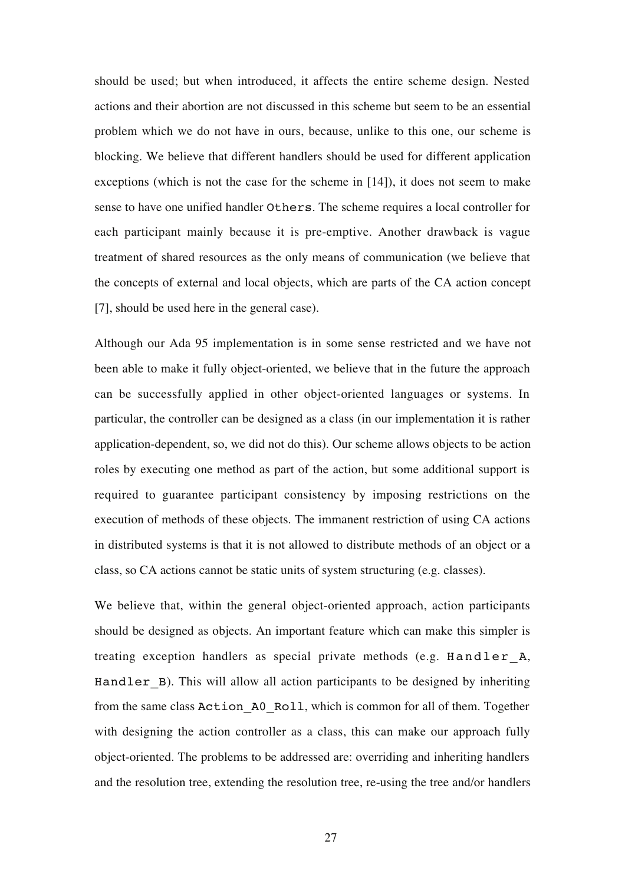should be used; but when introduced, it affects the entire scheme design. Nested actions and their abortion are not discussed in this scheme but seem to be an essential problem which we do not have in ours, because, unlike to this one, our scheme is blocking. We believe that different handlers should be used for different application exceptions (which is not the case for the scheme in [14]), it does not seem to make sense to have one unified handler `Others`. The scheme requires a local controller for each participant mainly because it is pre-emptive. Another drawback is vague treatment of shared resources as the only means of communication (we believe that the concepts of external and local objects, which are parts of the CA action concept [7], should be used here in the general case).

Although our Ada 95 implementation is in some sense restricted and we have not been able to make it fully object-oriented, we believe that in the future the approach can be successfully applied in other object-oriented languages or systems. In particular, the controller can be designed as a class (in our implementation it is rather application-dependent, so, we did not do this). Our scheme allows objects to be action roles by executing one method as part of the action, but some additional support is required to guarantee participant consistency by imposing restrictions on the execution of methods of these objects. The immanent restriction of using CA actions in distributed systems is that it is not allowed to distribute methods of an object or a class, so CA actions cannot be static units of system structuring (e.g. classes).

We believe that, within the general object-oriented approach, action participants should be designed as objects. An important feature which can make this simpler is treating exception handlers as special private methods (e.g. `Handler_A`, `Handler_B`). This will allow all action participants to be designed by inheriting from the same class `Action_A0_Roll`, which is common for all of them. Together with designing the action controller as a class, this can make our approach fully object-oriented. The problems to be addressed are: overriding and inheriting handlers and the resolution tree, extending the resolution tree, re-using the tree and/or handlers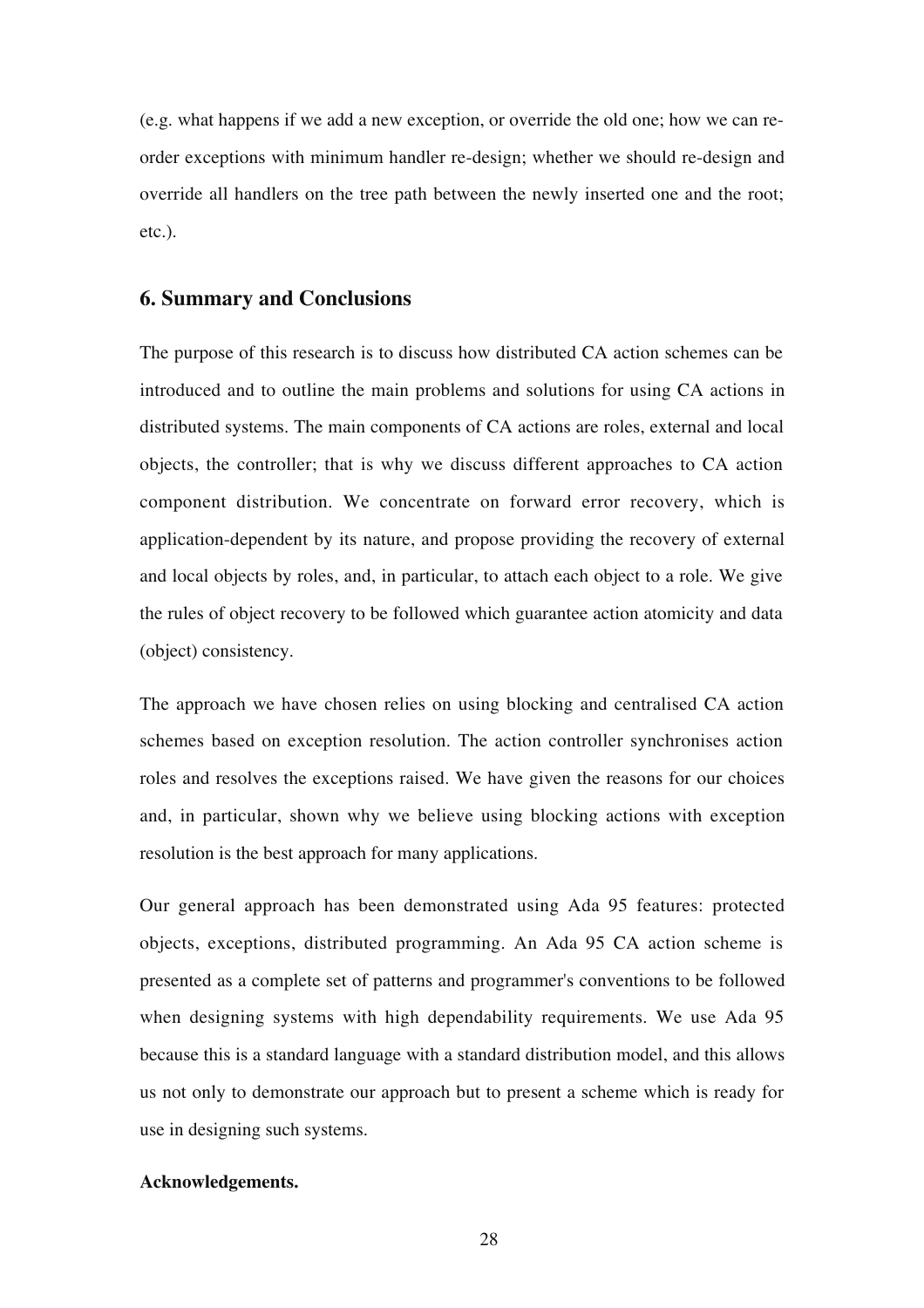(e.g. what happens if we add a new exception, or override the old one; how we can re-order exceptions with minimum handler re-design; whether we should re-design and override all handlers on the tree path between the newly inserted one and the root; etc.).

## 6. Summary and Conclusions

The purpose of this research is to discuss how distributed CA action schemes can be introduced and to outline the main problems and solutions for using CA actions in distributed systems. The main components of CA actions are roles, external and local objects, the controller; that is why we discuss different approaches to CA action component distribution. We concentrate on forward error recovery, which is application-dependent by its nature, and propose providing the recovery of external and local objects by roles, and, in particular, to attach each object to a role. We give the rules of object recovery to be followed which guarantee action atomicity and data (object) consistency.

The approach we have chosen relies on using blocking and centralised CA action schemes based on exception resolution. The action controller synchronises action roles and resolves the exceptions raised. We have given the reasons for our choices and, in particular, shown why we believe using blocking actions with exception resolution is the best approach for many applications.

Our general approach has been demonstrated using Ada 95 features: protected objects, exceptions, distributed programming. An Ada 95 CA action scheme is presented as a complete set of patterns and programmer's conventions to be followed when designing systems with high dependability requirements. We use Ada 95 because this is a standard language with a standard distribution model, and this allows us not only to demonstrate our approach but to present a scheme which is ready for use in designing such systems.

**Acknowledgements.**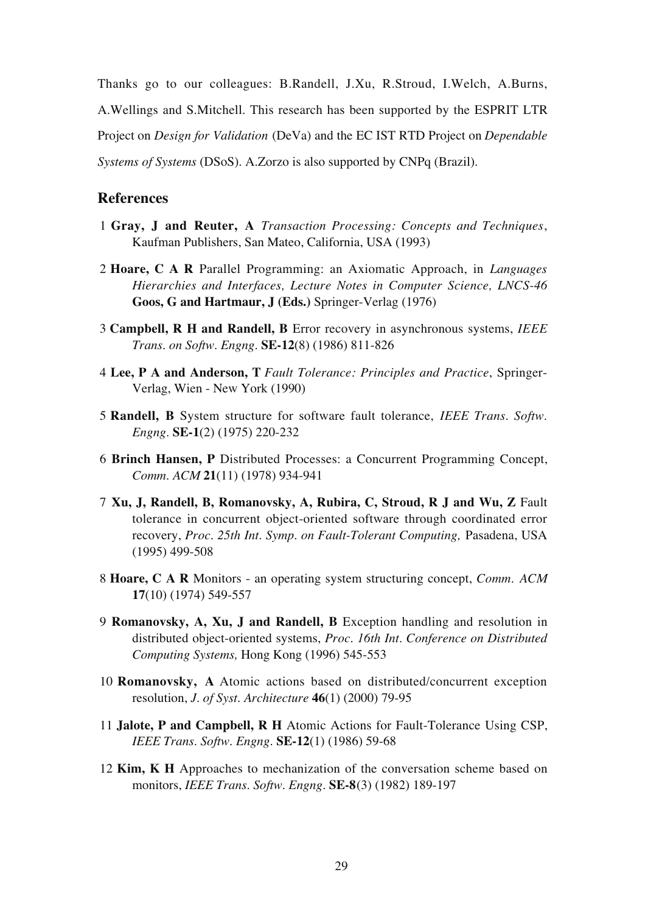Thanks go to our colleagues: B.Randell, J.Xu, R.Stroud, I.Welch, A.Burns, A.Wellings and S.Mitchell. This research has been supported by the ESPRIT LTR Project on *Design for Validation* (DeVa) and the EC IST RTD Project on *Dependable Systems of Systems* (DSoS). A.Zorzo is also supported by CNPq (Brazil).

## References

1 **Gray, J and Reuter, A** *Transaction Processing: Concepts and Techniques*, Kaufman Publishers, San Mateo, California, USA (1993)

2 **Hoare, C A R** Parallel Programming: an Axiomatic Approach, in *Languages Hierarchies and Interfaces, Lecture Notes in Computer Science, LNCS-46* **Goos, G and Hartmaur, J (Eds.)** Springer-Verlag (1976)

3 **Campbell, R H and Randell, B** Error recovery in asynchronous systems, *IEEE Trans. on Softw. Engng.* **SE-12**(8) (1986) 811-826

4 **Lee, P A and Anderson, T** *Fault Tolerance: Principles and Practice*, Springer-Verlag, Wien - New York (1990)

5 **Randell, B** System structure for software fault tolerance, *IEEE Trans. Softw. Engng.* **SE-1**(2) (1975) 220-232

6 **Brinch Hansen, P** Distributed Processes: a Concurrent Programming Concept, *Comm. ACM* **21**(11) (1978) 934-941

7 **Xu, J, Randell, B, Romanovsky, A, Rubira, C, Stroud, R J and Wu, Z** Fault tolerance in concurrent object-oriented software through coordinated error recovery, *Proc. 25th Int. Symp. on Fault-Tolerant Computing,* Pasadena, USA (1995) 499-508

8 **Hoare, C A R** Monitors - an operating system structuring concept, *Comm. ACM* **17**(10) (1974) 549-557

9 **Romanovsky, A, Xu, J and Randell, B** Exception handling and resolution in distributed object-oriented systems, *Proc. 16th Int. Conference on Distributed Computing Systems,* Hong Kong (1996) 545-553

10 **Romanovsky, A** Atomic actions based on distributed/concurrent exception resolution, *J. of Syst. Architecture* **46**(1) (2000) 79-95

11 **Jalote, P and Campbell, R H** Atomic Actions for Fault-Tolerance Using CSP, *IEEE Trans. Softw. Engng.* **SE-12**(1) (1986) 59-68

12 **Kim, K H** Approaches to mechanization of the conversation scheme based on monitors, *IEEE Trans. Softw. Engng.* **SE-8**(3) (1982) 189-197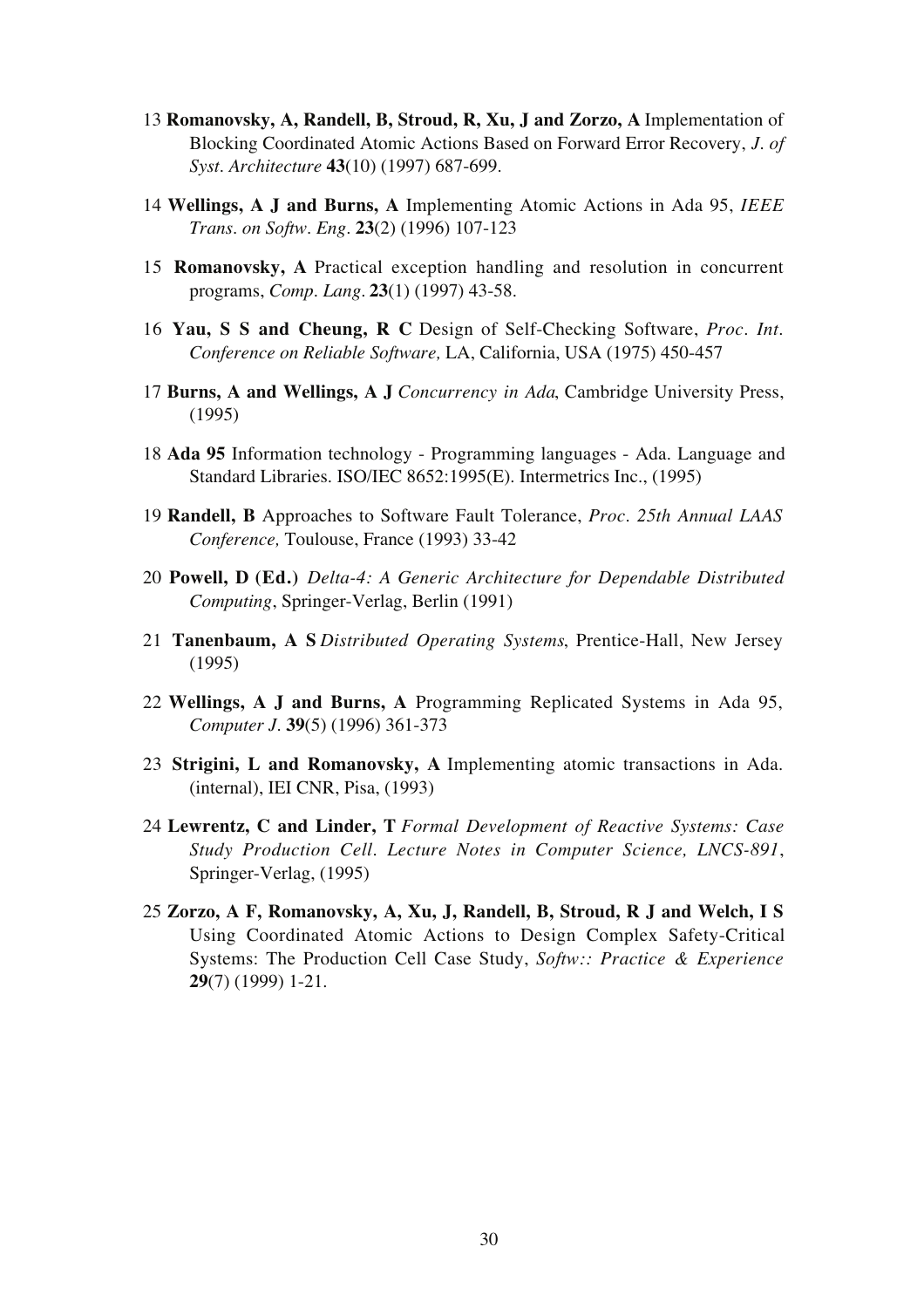13 **Romanovsky, A, Randell, B, Stroud, R, Xu, J and Zorzo, A** Implementation of Blocking Coordinated Atomic Actions Based on Forward Error Recovery, *J. of Syst. Architecture* **43**(10) (1997) 687-699.

14 **Wellings, A J and Burns, A** Implementing Atomic Actions in Ada 95, *IEEE Trans. on Softw. Eng.* **23**(2) (1996) 107-123

15 **Romanovsky, A** Practical exception handling and resolution in concurrent programs, *Comp. Lang.* **23**(1) (1997) 43-58.

16 **Yau, S S and Cheung, R C** Design of Self-Checking Software, *Proc. Int. Conference on Reliable Software,* LA, California, USA (1975) 450-457

17 **Burns, A and Wellings, A J** *Concurrency in Ada*, Cambridge University Press, (1995)

18 **Ada 95** Information technology - Programming languages - Ada. Language and Standard Libraries. ISO/IEC 8652:1995(E). Intermetrics Inc., (1995)

19 **Randell, B** Approaches to Software Fault Tolerance, *Proc. 25th Annual LAAS Conference,* Toulouse, France (1993) 33-42

20 **Powell, D (Ed.)** *Delta-4: A Generic Architecture for Dependable Distributed Computing*, Springer-Verlag, Berlin (1991)

21 **Tanenbaum, A S** *Distributed Operating Systems*, Prentice-Hall, New Jersey (1995)

22 **Wellings, A J and Burns, A** Programming Replicated Systems in Ada 95, *Computer J.* **39**(5) (1996) 361-373

23 **Strigini, L and Romanovsky, A** Implementing atomic transactions in Ada. (internal), IEI CNR, Pisa, (1993)

24 **Lewrentz, C and Linder, T** *Formal Development of Reactive Systems: Case Study Production Cell. Lecture Notes in Computer Science, LNCS-891*, Springer-Verlag, (1995)

25 **Zorzo, A F, Romanovsky, A, Xu, J, Randell, B, Stroud, R J and Welch, I S** Using Coordinated Atomic Actions to Design Complex Safety-Critical Systems: The Production Cell Case Study, *Softw:: Practice & Experience* **29**(7) (1999) 1-21.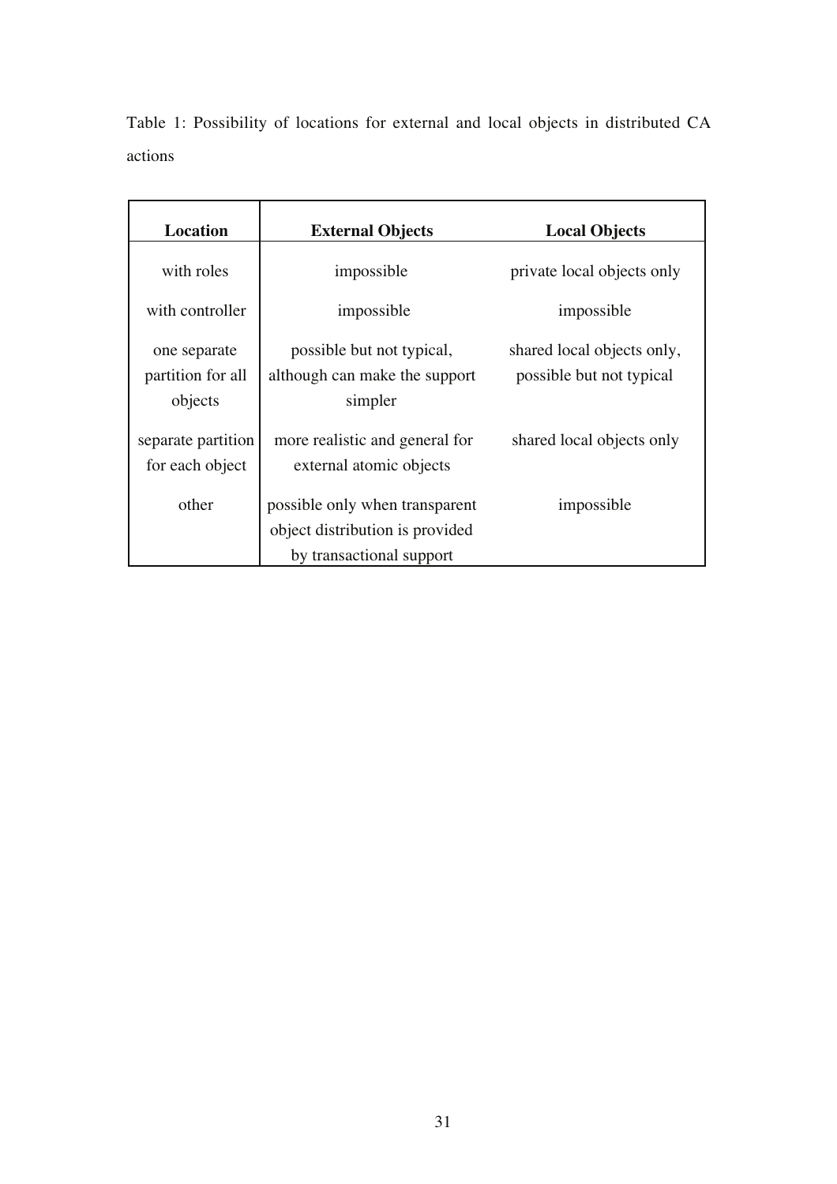Table 1: Possibility of locations for external and local objects in distributed CA actions

| **Location** | **External Objects** | **Local Objects** |
|---|---|---|
| with roles | impossible | private local objects only |
| with controller | impossible | impossible |
| one separate partition for all objects | possible but not typical, although can make the support simpler | shared local objects only, possible but not typical |
| separate partition for each object | more realistic and general for external atomic objects | shared local objects only |
| other | possible only when transparent object distribution is provided by transactional support | impossible |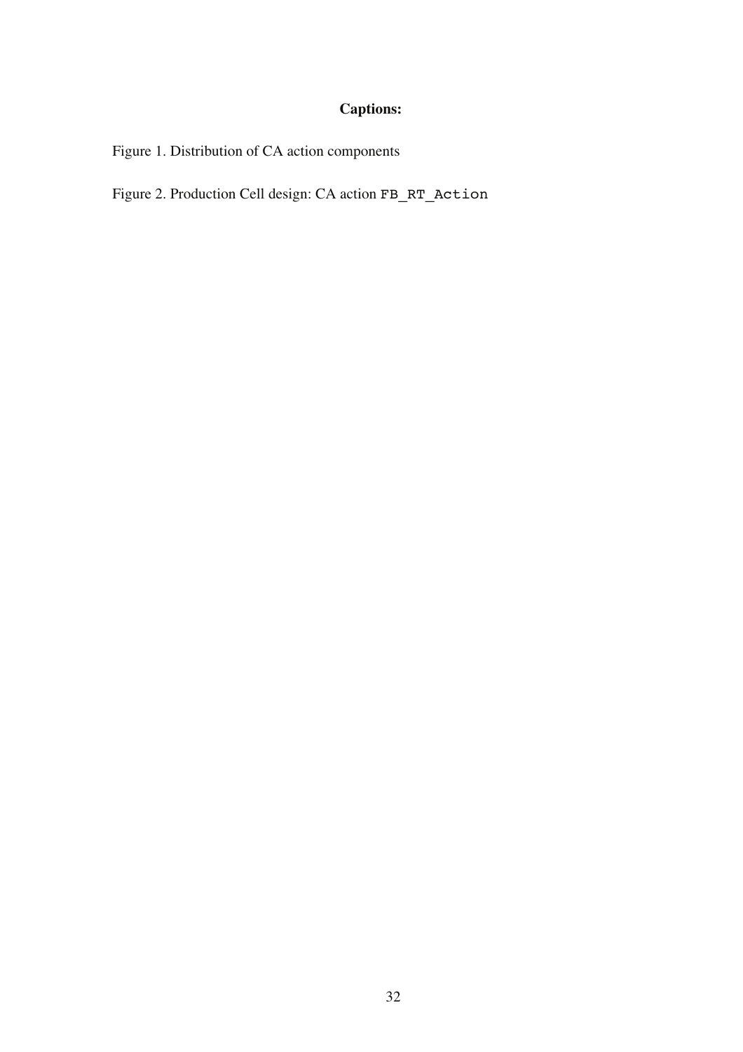**Captions:**

Figure 1. Distribution of CA action components

Figure 2. Production Cell design: CA action `FB_RT_Action`